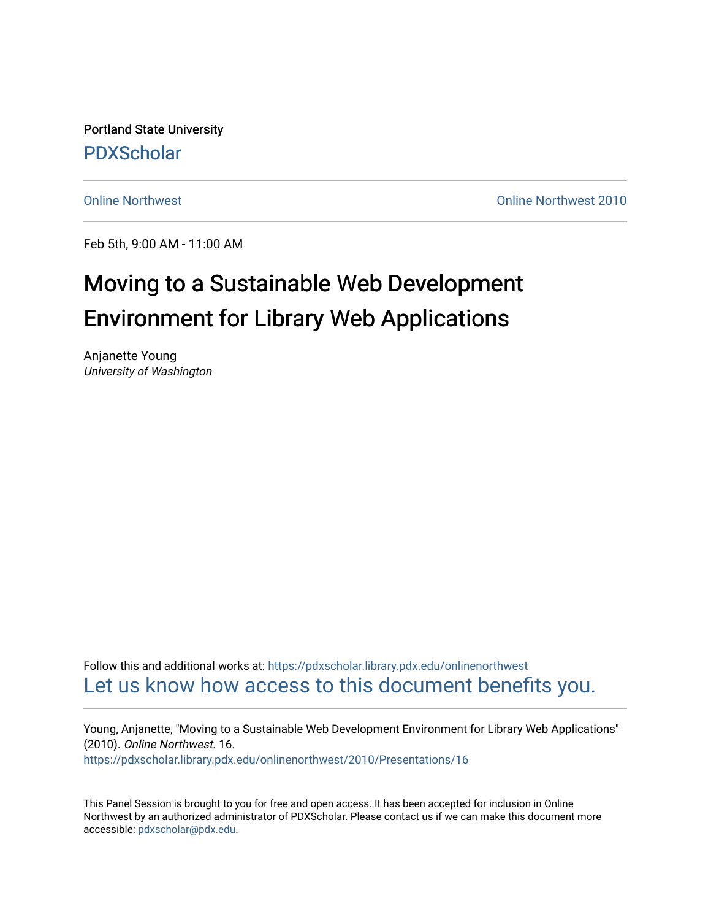Portland State University

PDXScholar

Online Northwest | Online Northwest 2010

Feb 5th, 9:00 AM - 11:00 AM

# Moving to a Sustainable Web Development Environment for Library Web Applications

Anjanette Young
*University of Washington*

Follow this and additional works at: https://pdxscholar.library.pdx.edu/onlinenorthwest

Let us know how access to this document benefits you.

Young, Anjanette, "Moving to a Sustainable Web Development Environment for Library Web Applications" (2010). *Online Northwest*. 16.
https://pdxscholar.library.pdx.edu/onlinenorthwest/2010/Presentations/16

This Panel Session is brought to you for free and open access. It has been accepted for inclusion in Online Northwest by an authorized administrator of PDXScholar. Please contact us if we can make this document more accessible: pdxscholar@pdx.edu.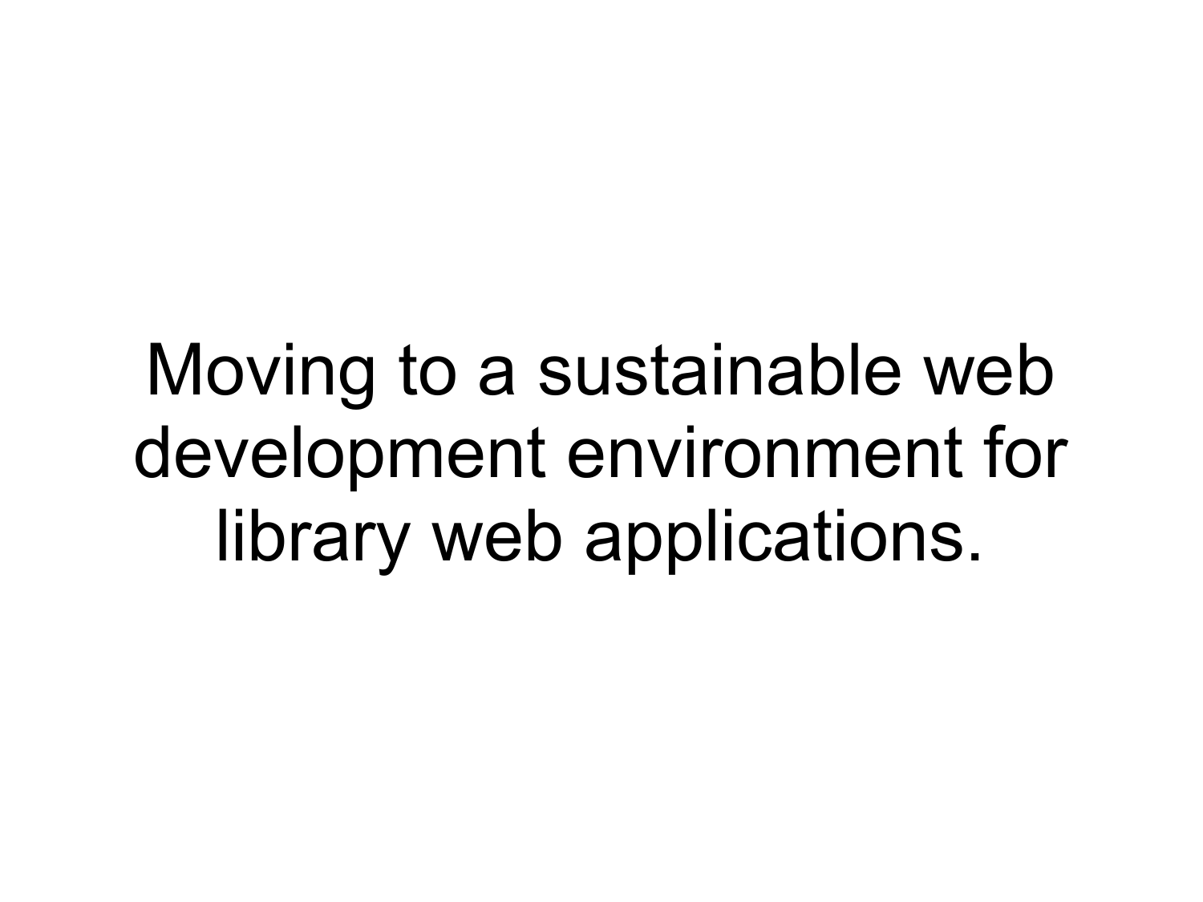Moving to a sustainable web development environment for library web applications.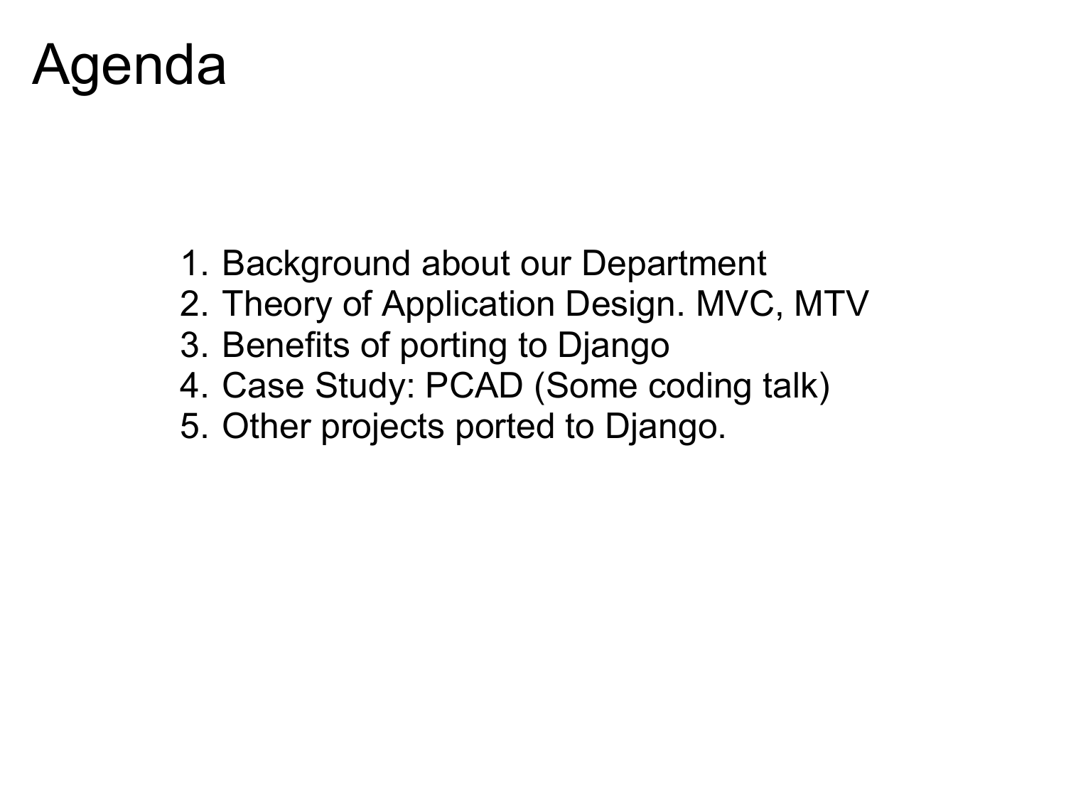# Agenda

1. Background about our Department
2. Theory of Application Design. MVC, MTV
3. Benefits of porting to Django
4. Case Study: PCAD (Some coding talk)
5. Other projects ported to Django.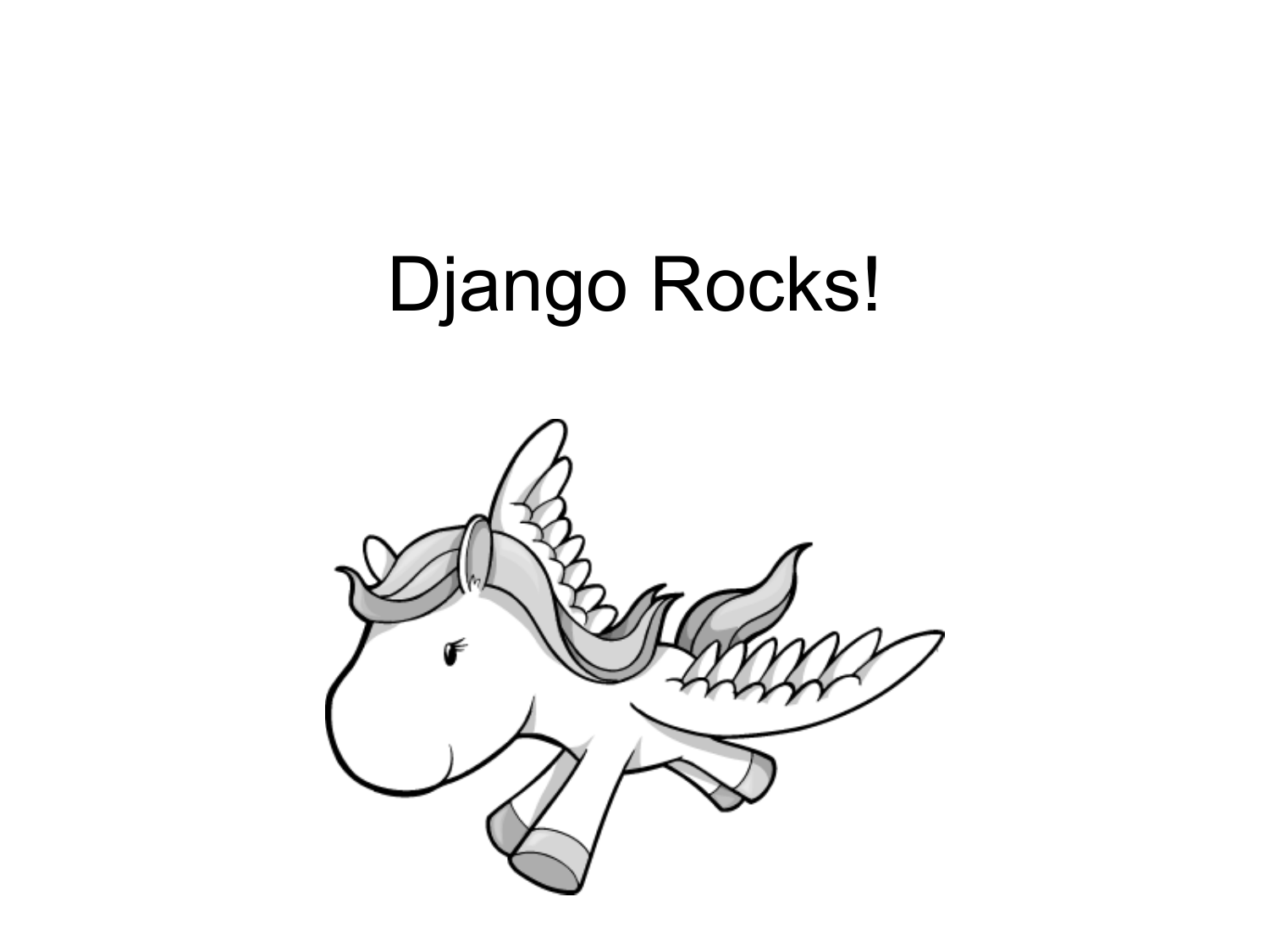# Django Rocks!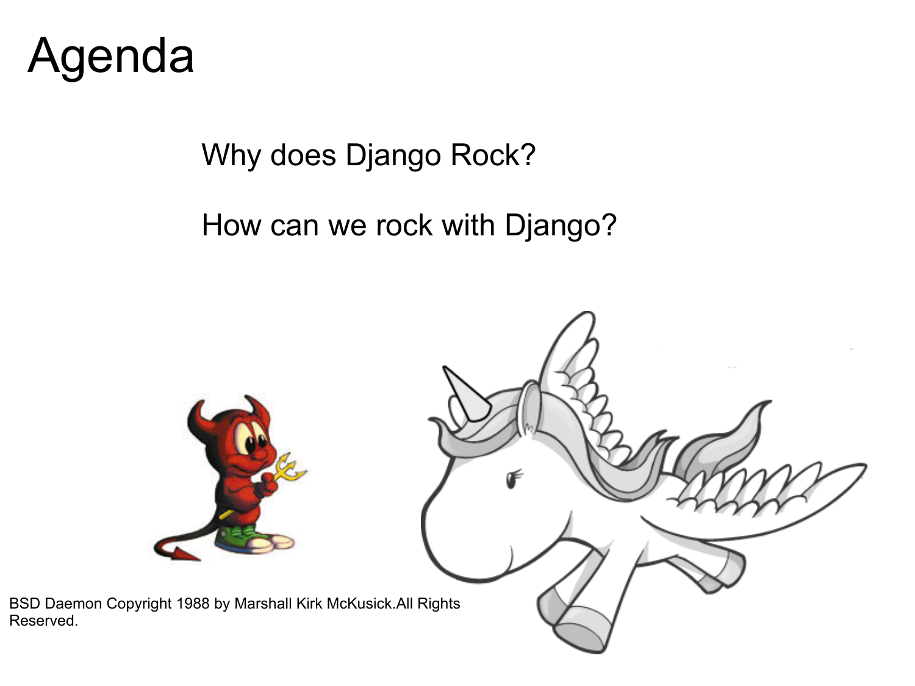# Agenda

Why does Django Rock?

How can we rock with Django?

BSD Daemon Copyright 1988 by Marshall Kirk McKusick.All Rights Reserved.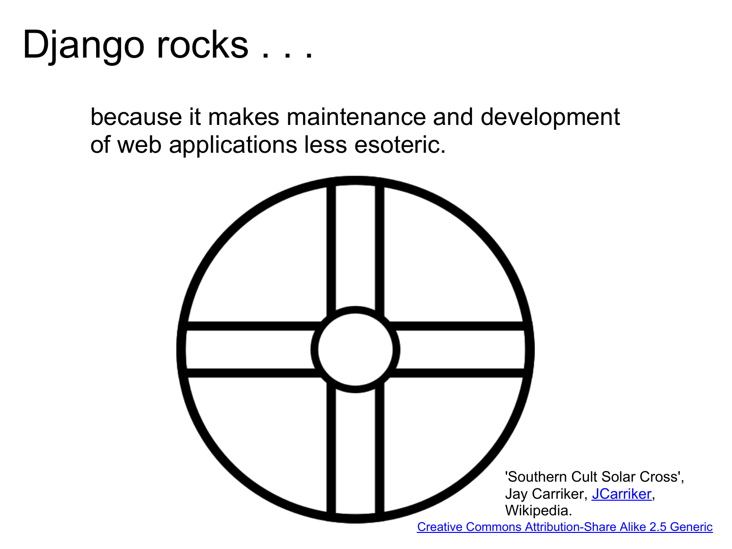# Django rocks . . .

because it makes maintenance and development of web applications less esoteric.

'Southern Cult Solar Cross', Jay Carriker, JCarriker, Wikipedia.
Creative Commons Attribution-Share Alike 2.5 Generic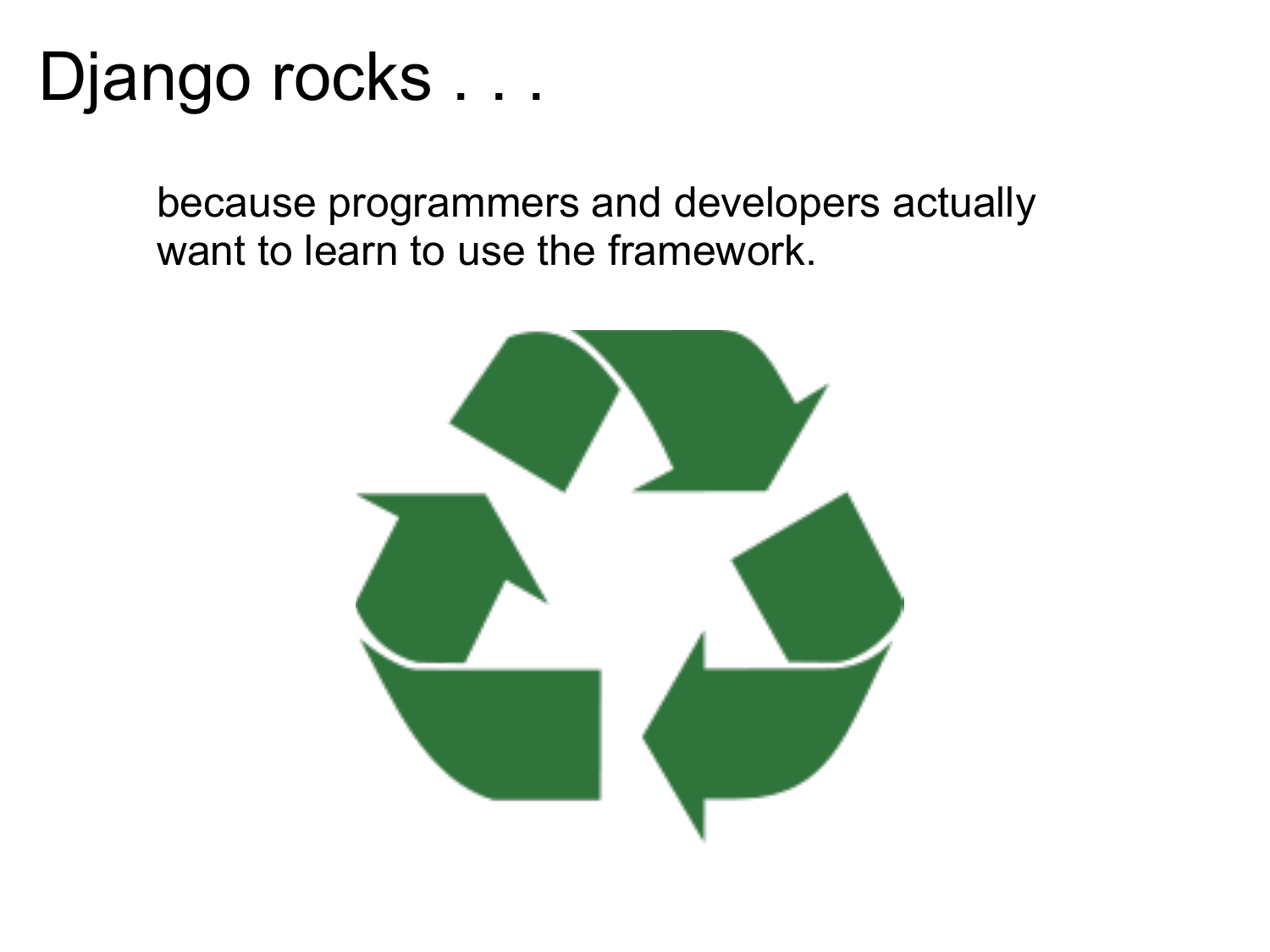# Django rocks . . .

because programmers and developers actually want to learn to use the framework.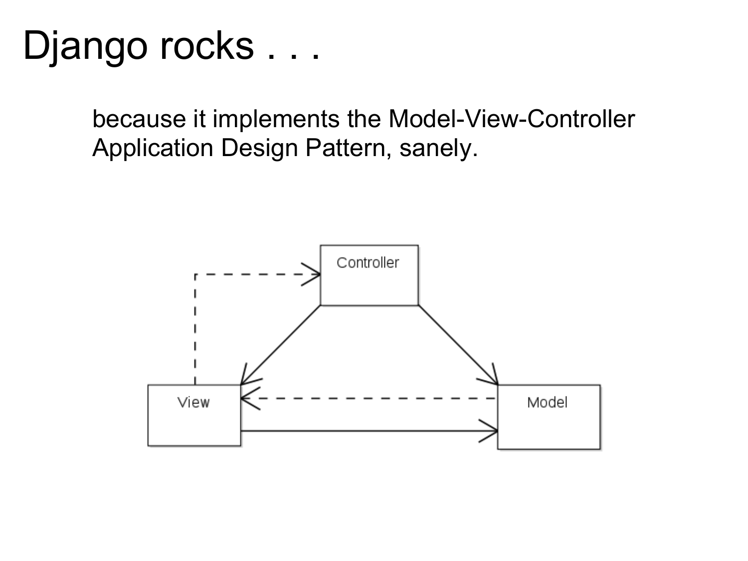# Django rocks . . .

because it implements the Model-View-Controller Application Design Pattern, sanely.

Controller

View

Model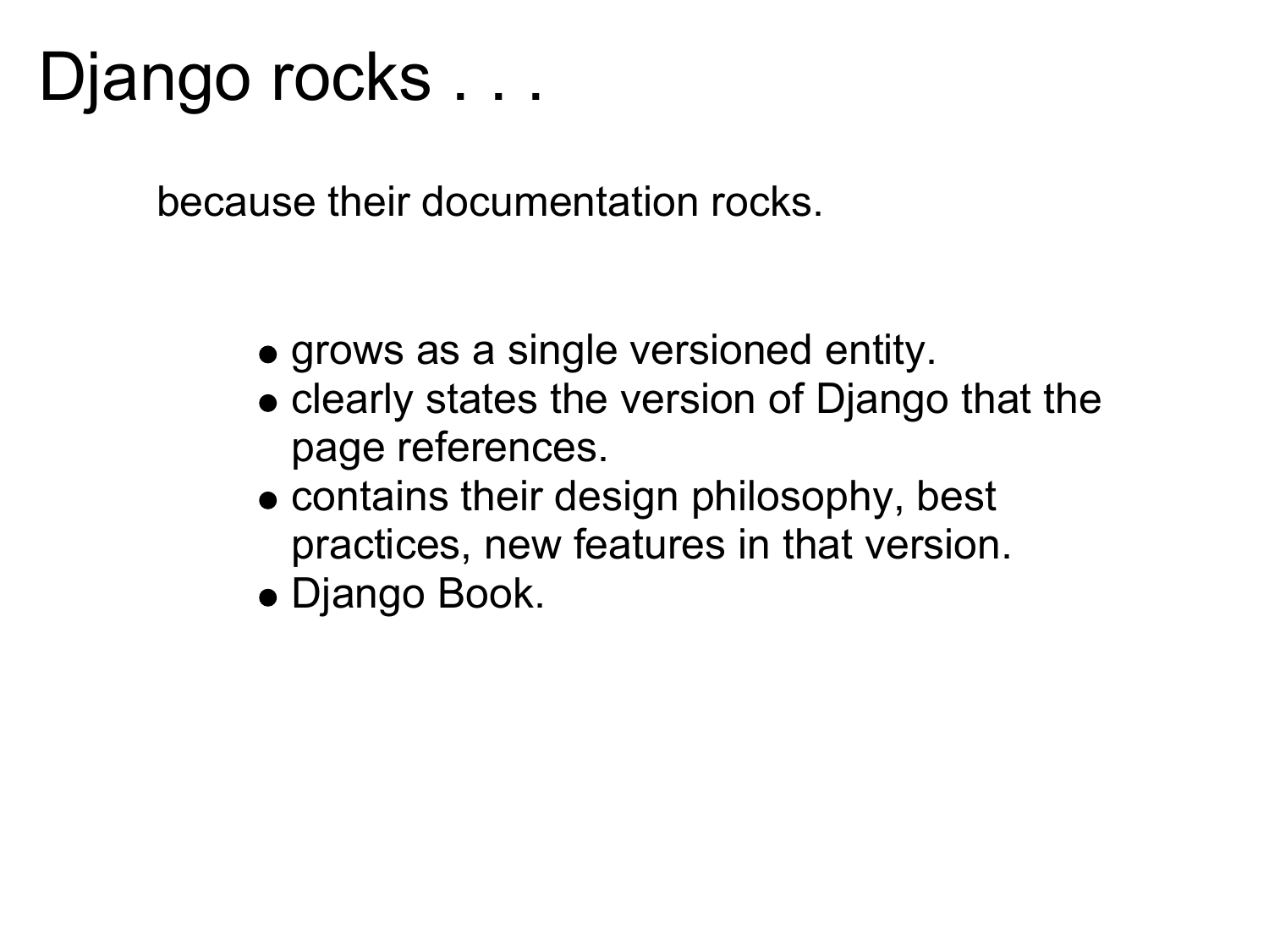# Django rocks . . .

because their documentation rocks.

- grows as a single versioned entity.
- clearly states the version of Django that the page references.
- contains their design philosophy, best practices, new features in that version.
- Django Book.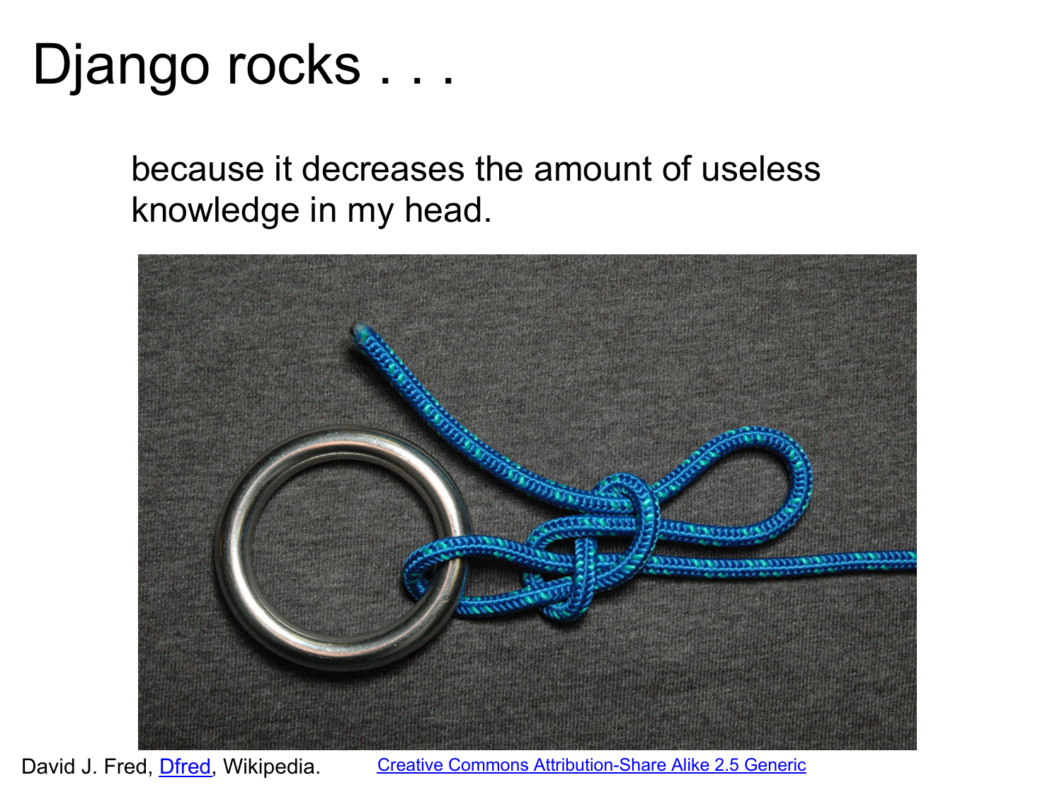# Django rocks . . .

because it decreases the amount of useless knowledge in my head.

David J. Fred, Dfred, Wikipedia. Creative Commons Attribution-Share Alike 2.5 Generic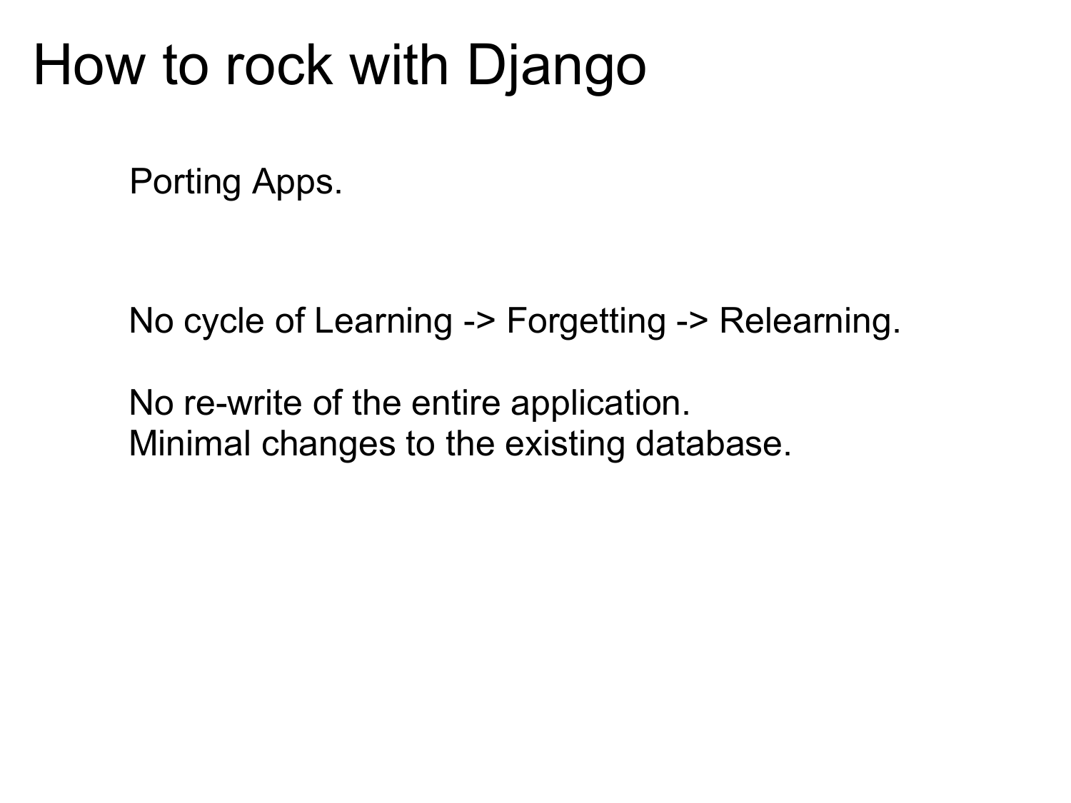# How to rock with Django

Porting Apps.

No cycle of Learning -> Forgetting -> Relearning.

No re-write of the entire application.
Minimal changes to the existing database.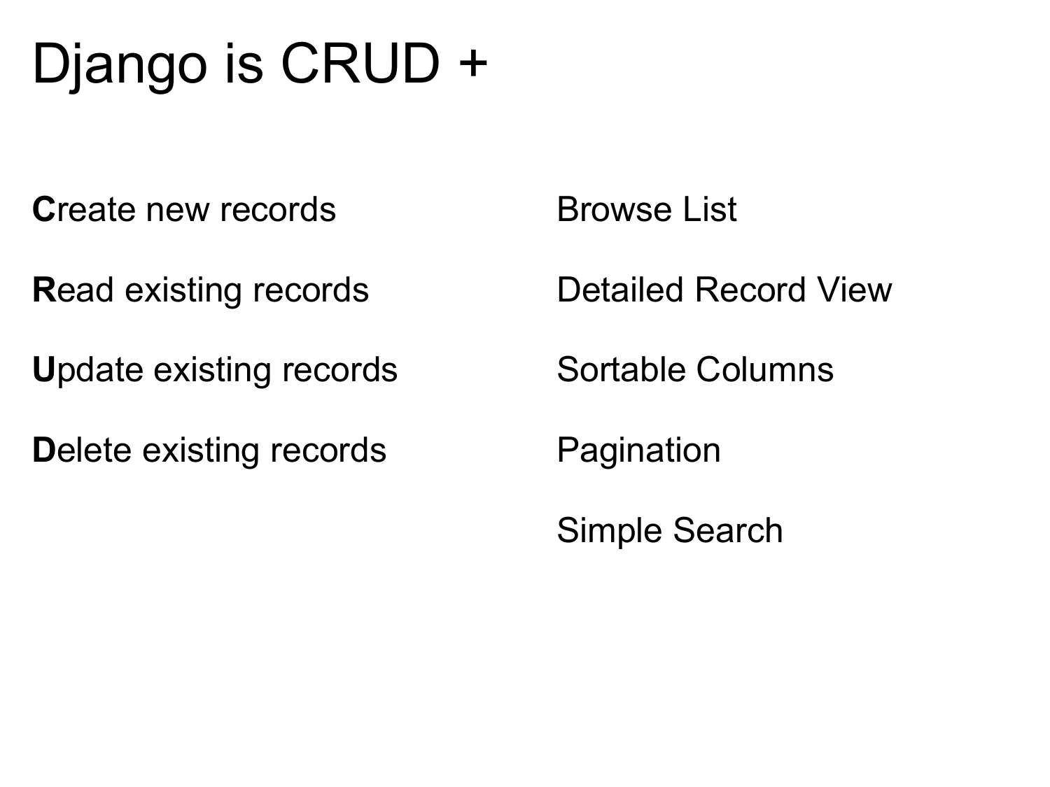# Django is CRUD +

**C**reate new records

**R**ead existing records

**U**pdate existing records

**D**elete existing records

Browse List

Detailed Record View

Sortable Columns

Pagination

Simple Search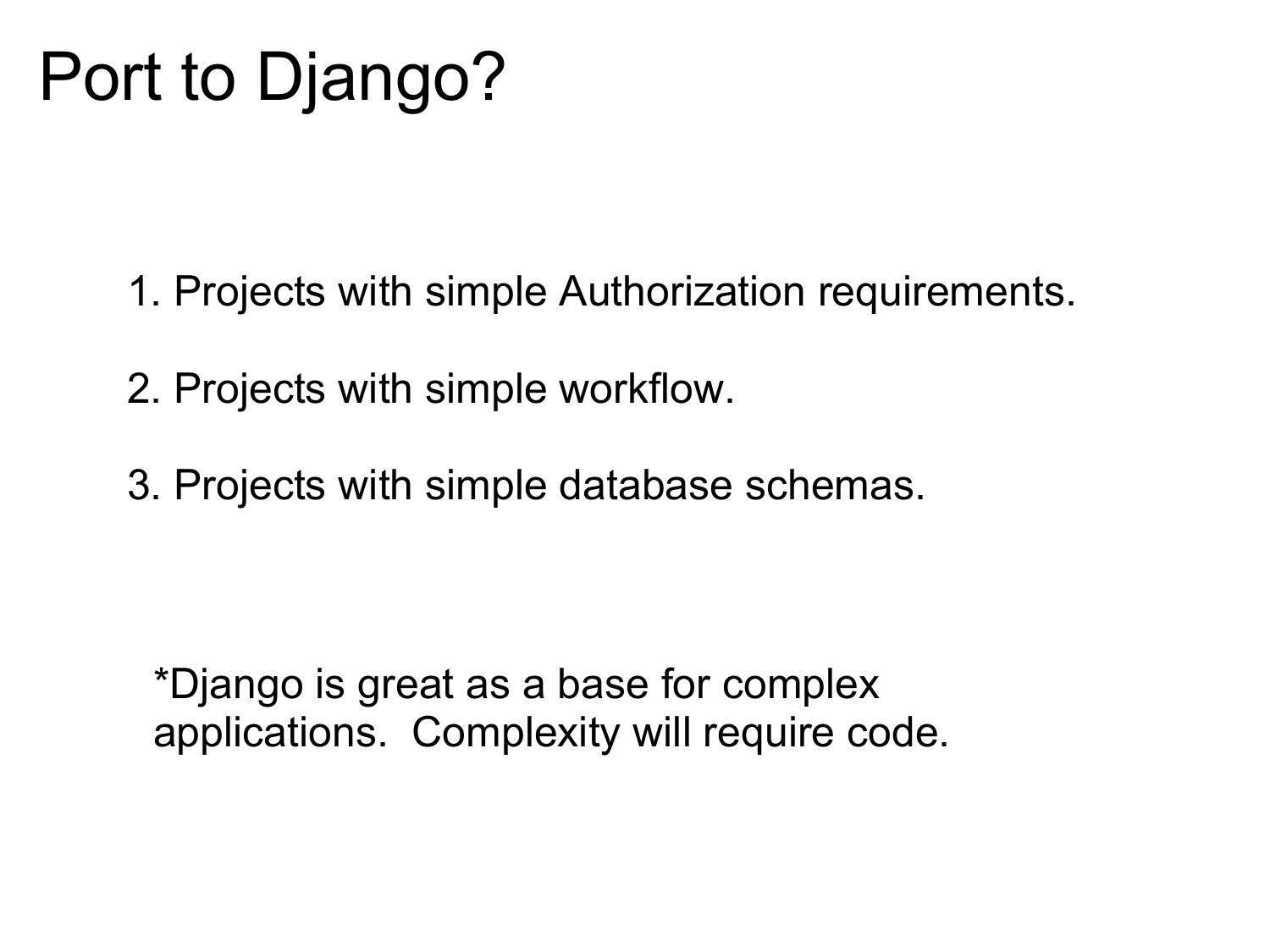# Port to Django?

1. Projects with simple Authorization requirements.

2. Projects with simple workflow.

3. Projects with simple database schemas.

*Django is great as a base for complex applications.  Complexity will require code.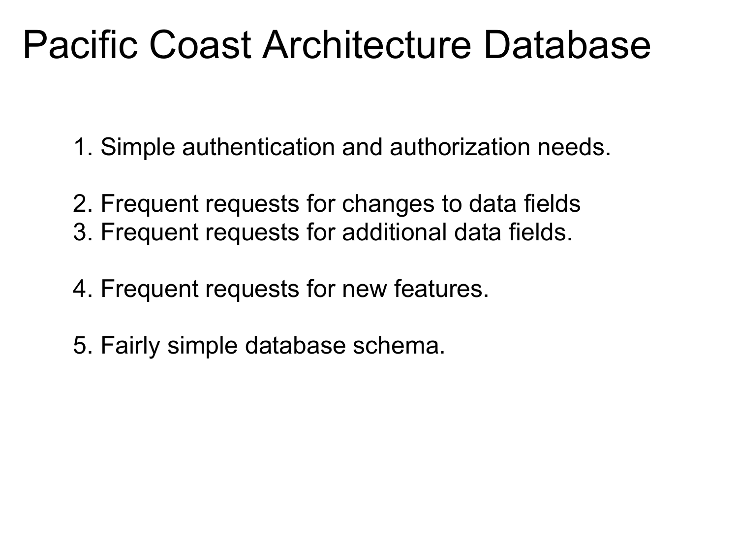# Pacific Coast Architecture Database

1. Simple authentication and authorization needs.

2. Frequent requests for changes to data fields
3. Frequent requests for additional data fields.

4. Frequent requests for new features.

5. Fairly simple database schema.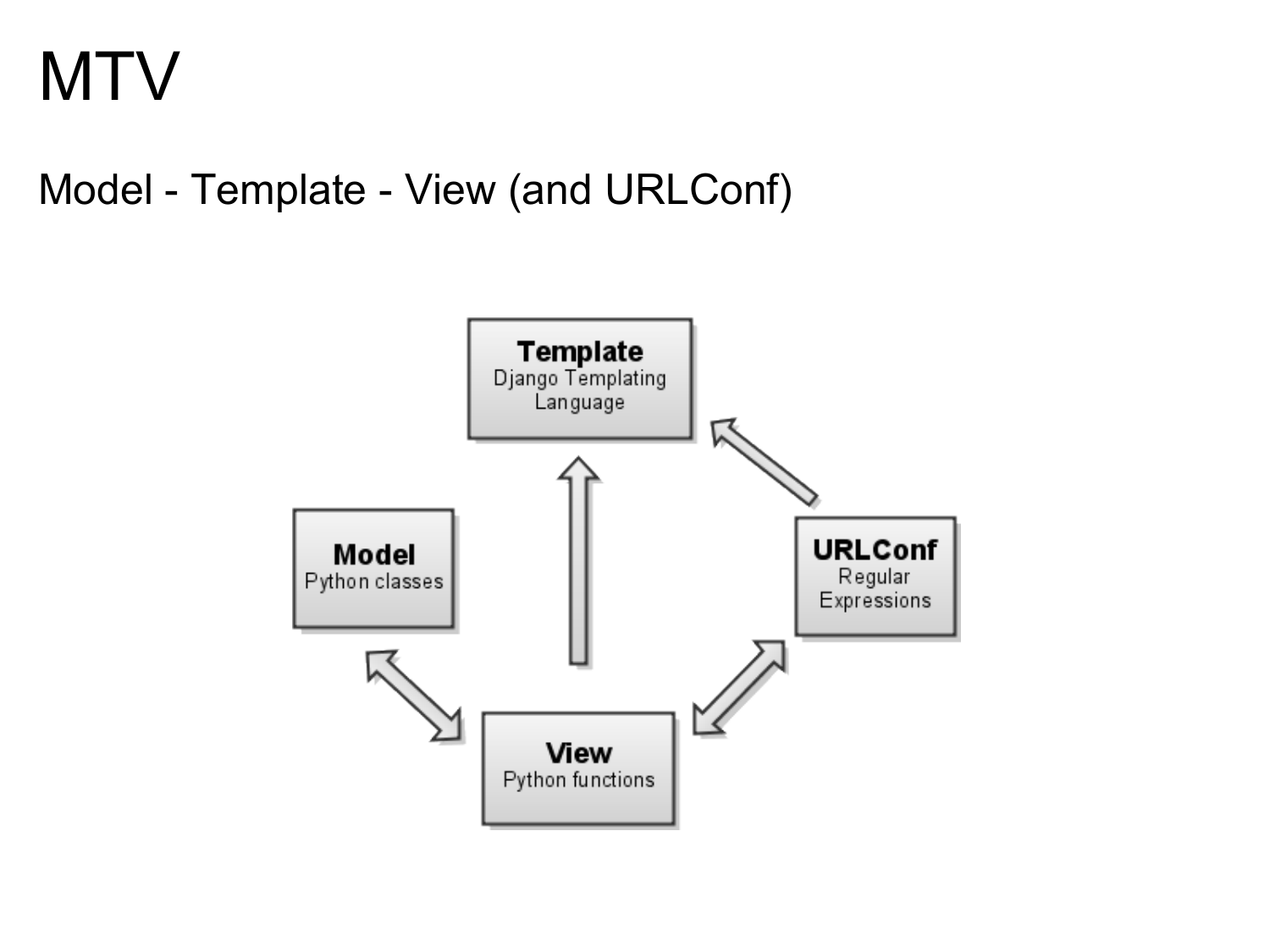# MTV

Model - Template - View (and URLConf)

**Template**
Django Templating Language

**Model**
Python classes

**URLConf**
Regular Expressions

**View**
Python functions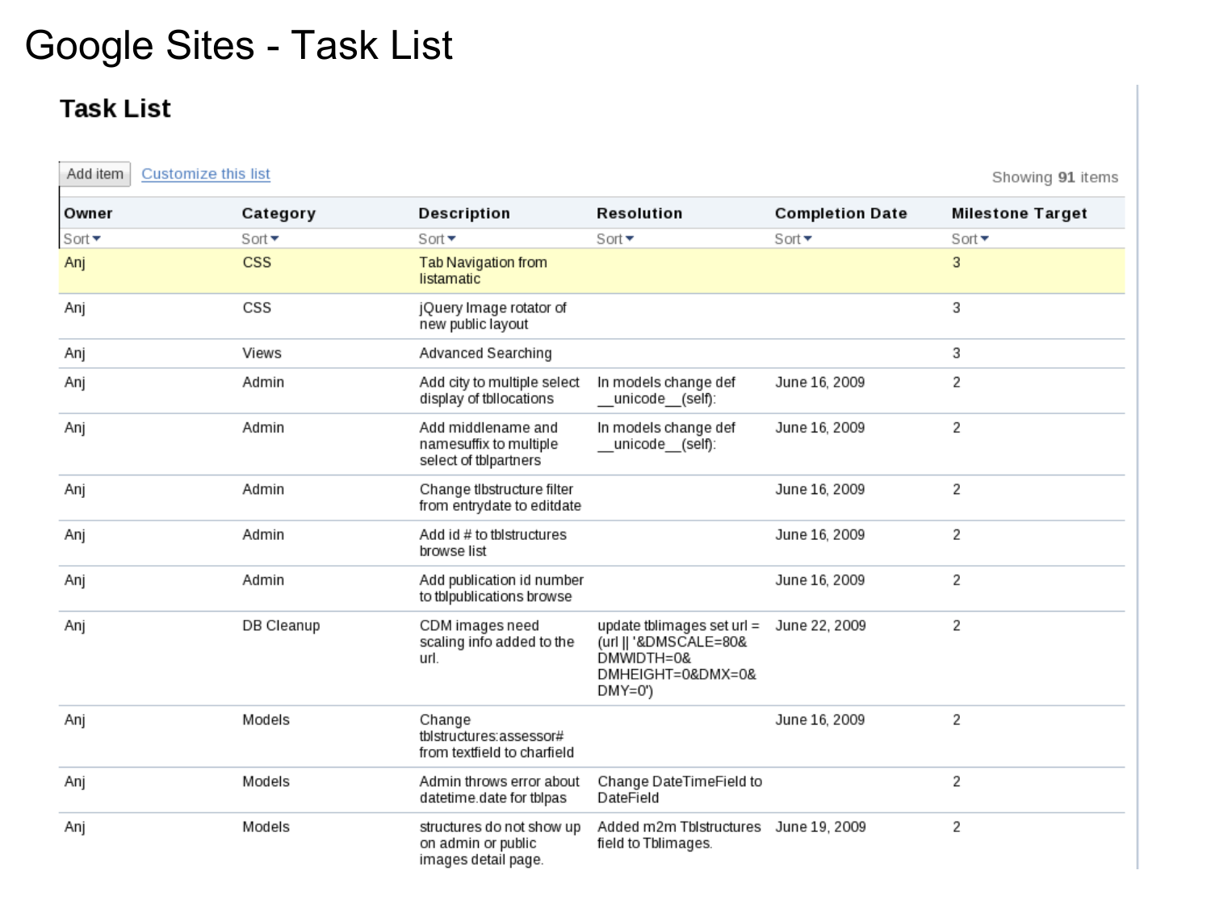# Google Sites - Task List

## Task List

Add item   Customize this list

Showing **91** items

| Owner | Category | Description | Resolution | Completion Date | Milestone Target |
|---|---|---|---|---|---|
| Sort | Sort | Sort | Sort | Sort | Sort |
| Anj | CSS | Tab Navigation from listamatic | | | 3 |
| Anj | CSS | jQuery Image rotator of new public layout | | | 3 |
| Anj | Views | Advanced Searching | | | 3 |
| Anj | Admin | Add city to multiple select display of tbllocations | In models change def __unicode__(self): | June 16, 2009 | 2 |
| Anj | Admin | Add middlename and namesuffix to multiple select of tblpartners | In models change def __unicode__(self): | June 16, 2009 | 2 |
| Anj | Admin | Change tlbstructure filter from entrydate to editdate | | June 16, 2009 | 2 |
| Anj | Admin | Add id # to tblstructures browse list | | June 16, 2009 | 2 |
| Anj | Admin | Add publication id number to tblpublications browse | | June 16, 2009 | 2 |
| Anj | DB Cleanup | CDM images need scaling info added to the url. | update tblimages set url = (url \|\| '&DMSCALE=80&DMWIDTH=0&DMHEIGHT=0&DMX=0&DMY=0') | June 22, 2009 | 2 |
| Anj | Models | Change tblstructures:assessor# from textfield to charfield | | June 16, 2009 | 2 |
| Anj | Models | Admin throws error about datetime.date for tblpas | Change DateTimeField to DateField | | 2 |
| Anj | Models | structures do not show up on admin or public images detail page. | Added m2m Tblstructures field to Tblimages. | June 19, 2009 | 2 |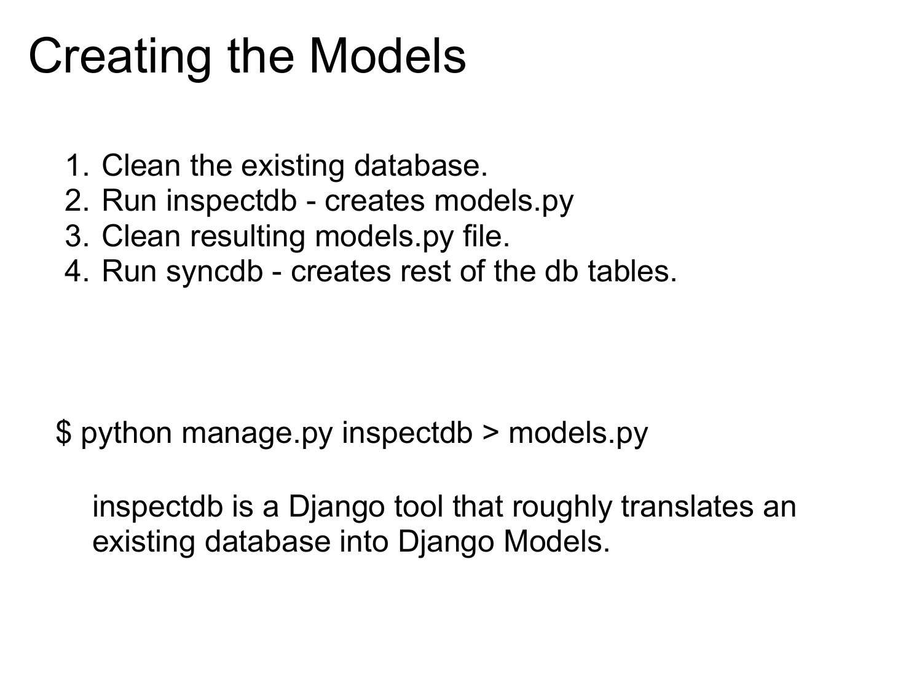# Creating the Models

1. Clean the existing database.
2. Run inspectdb - creates models.py
3. Clean resulting models.py file.
4. Run syncdb - creates rest of the db tables.

```
$ python manage.py inspectdb > models.py
```

inspectdb is a Django tool that roughly translates an existing database into Django Models.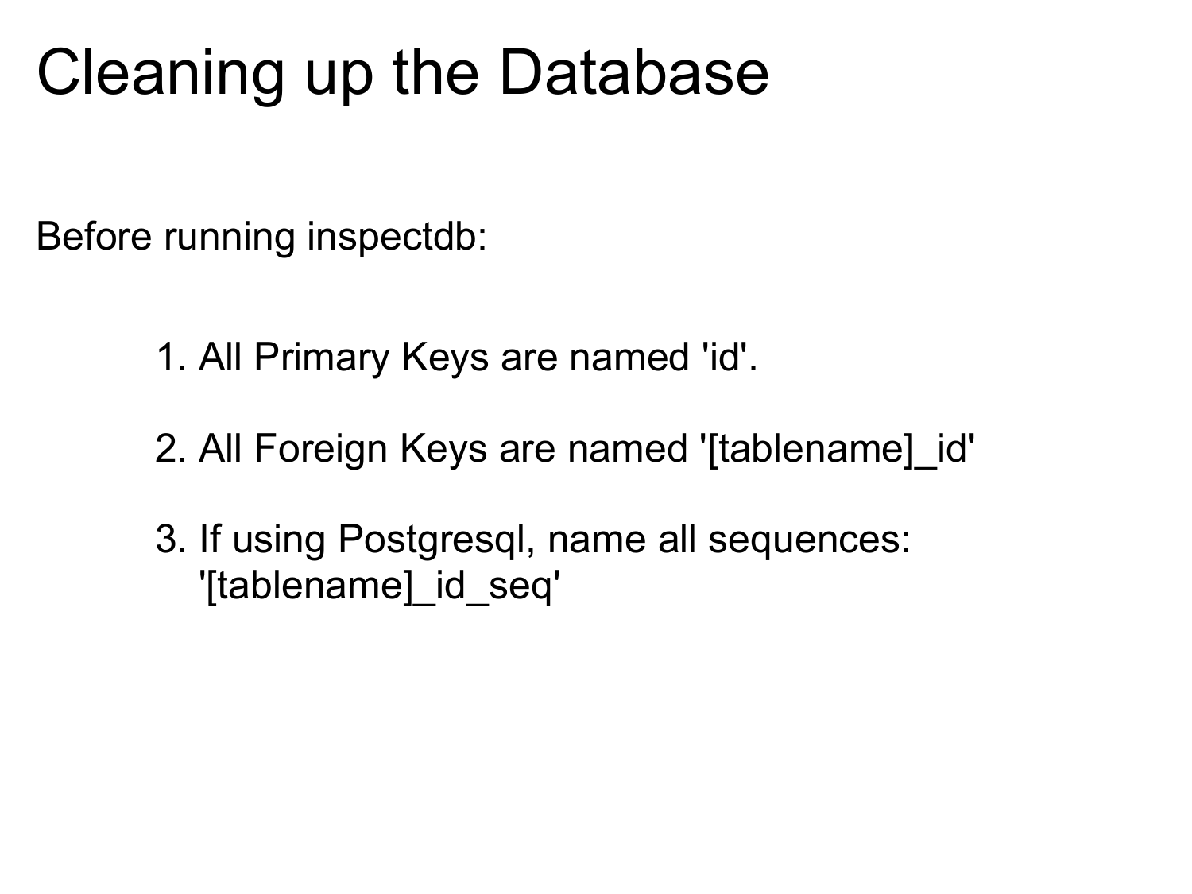# Cleaning up the Database

Before running inspectdb:

1. All Primary Keys are named 'id'.

2. All Foreign Keys are named '[tablename]_id'

3. If using Postgresql, name all sequences: '[tablename]_id_seq'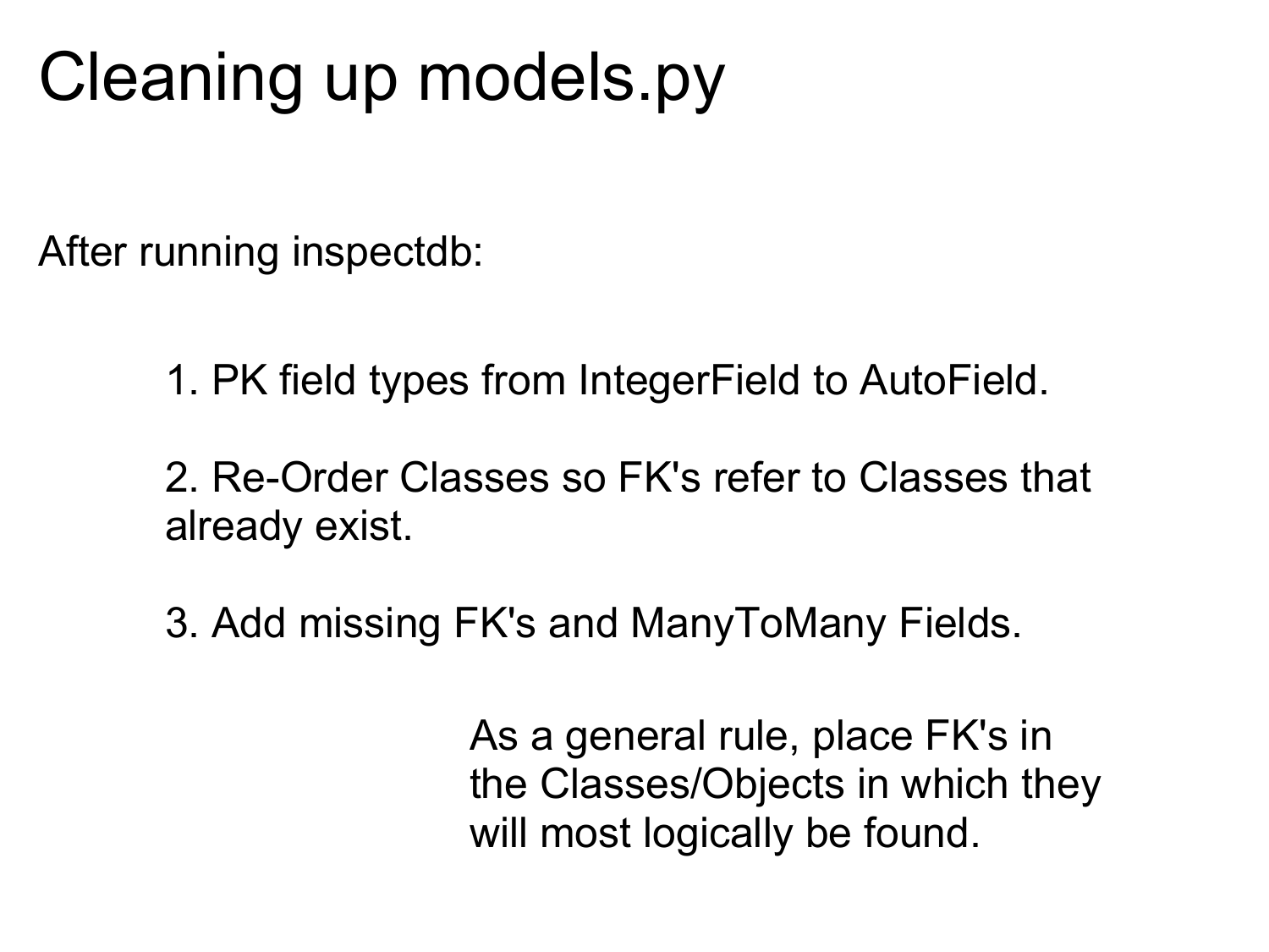# Cleaning up models.py

After running inspectdb:

1. PK field types from IntegerField to AutoField.

2. Re-Order Classes so FK's refer to Classes that already exist.

3. Add missing FK's and ManyToMany Fields.

As a general rule, place FK's in the Classes/Objects in which they will most logically be found.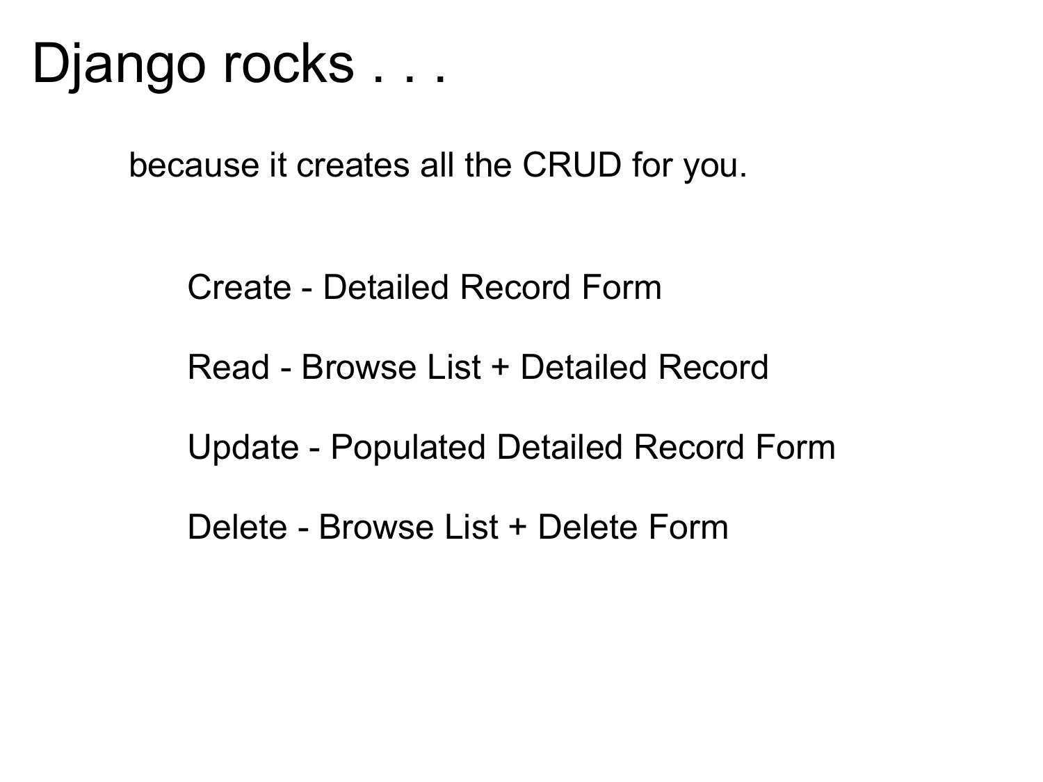# Django rocks . . .

because it creates all the CRUD for you.

Create - Detailed Record Form

Read - Browse List + Detailed Record

Update - Populated Detailed Record Form

Delete - Browse List + Delete Form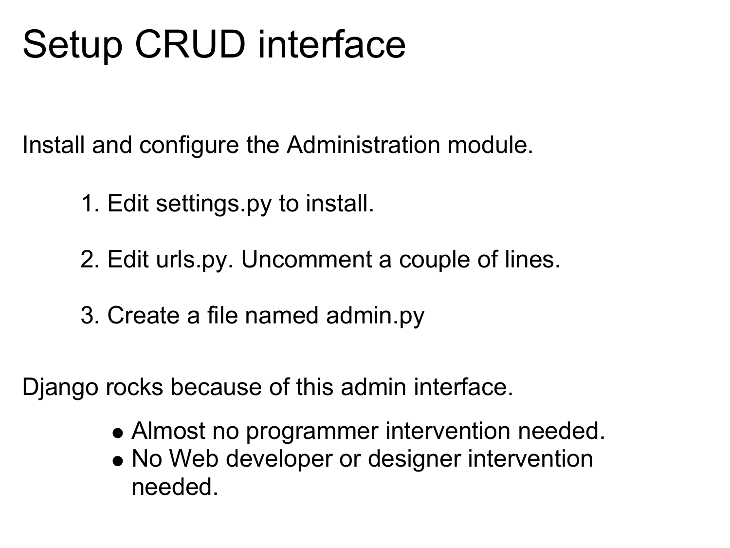# Setup CRUD interface

Install and configure the Administration module.

1. Edit settings.py to install.
2. Edit urls.py. Uncomment a couple of lines.
3. Create a file named admin.py

Django rocks because of this admin interface.

- Almost no programmer intervention needed.
- No Web developer or designer intervention needed.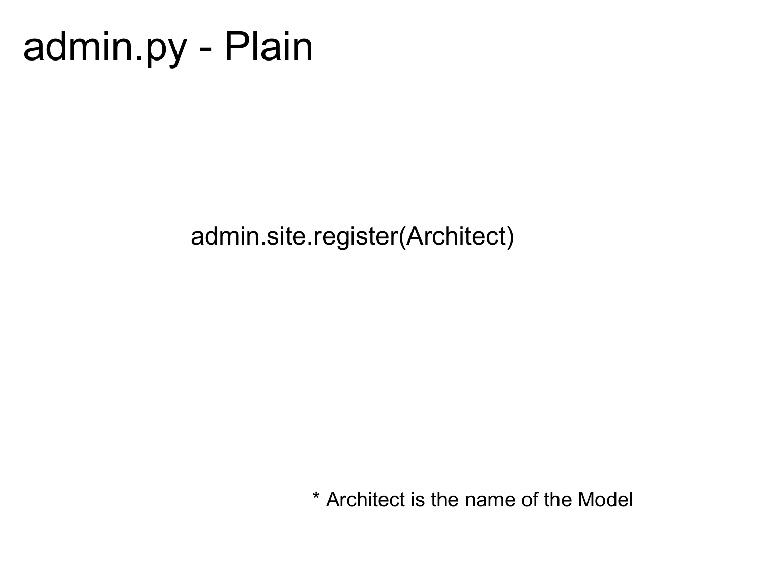# admin.py - Plain

```
admin.site.register(Architect)
```

* Architect is the name of the Model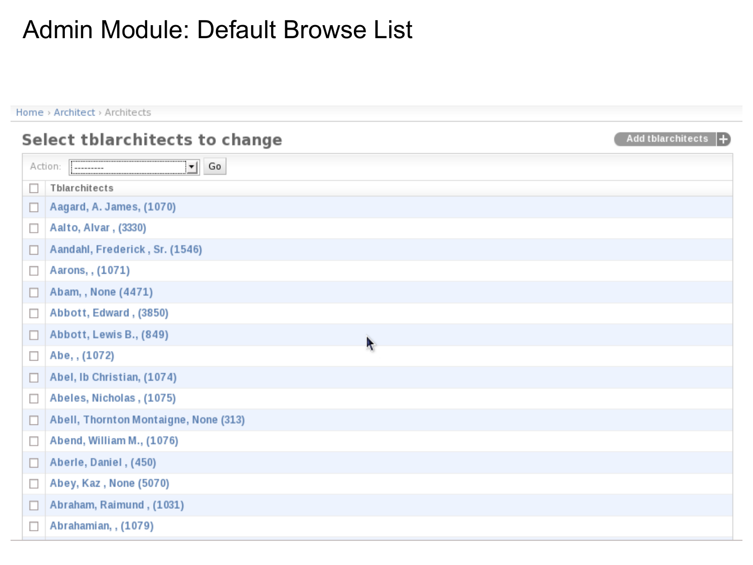# Admin Module: Default Browse List

Home › Architect › Architects

## Select tblarchitects to change

Add tblarchitects +

Action: --------- Go

| | Tblarchitects |
|---|---|
| ☐ | Aagard, A. James, (1070) |
| ☐ | Aalto, Alvar , (3330) |
| ☐ | Aandahl, Frederick , Sr. (1546) |
| ☐ | Aarons, , (1071) |
| ☐ | Abam, , None (4471) |
| ☐ | Abbott, Edward , (3850) |
| ☐ | Abbott, Lewis B., (849) |
| ☐ | Abe, , (1072) |
| ☐ | Abel, Ib Christian, (1074) |
| ☐ | Abeles, Nicholas , (1075) |
| ☐ | Abell, Thornton Montaigne, None (313) |
| ☐ | Abend, William M., (1076) |
| ☐ | Aberle, Daniel , (450) |
| ☐ | Abey, Kaz , None (5070) |
| ☐ | Abraham, Raimund , (1031) |
| ☐ | Abrahamian, , (1079) |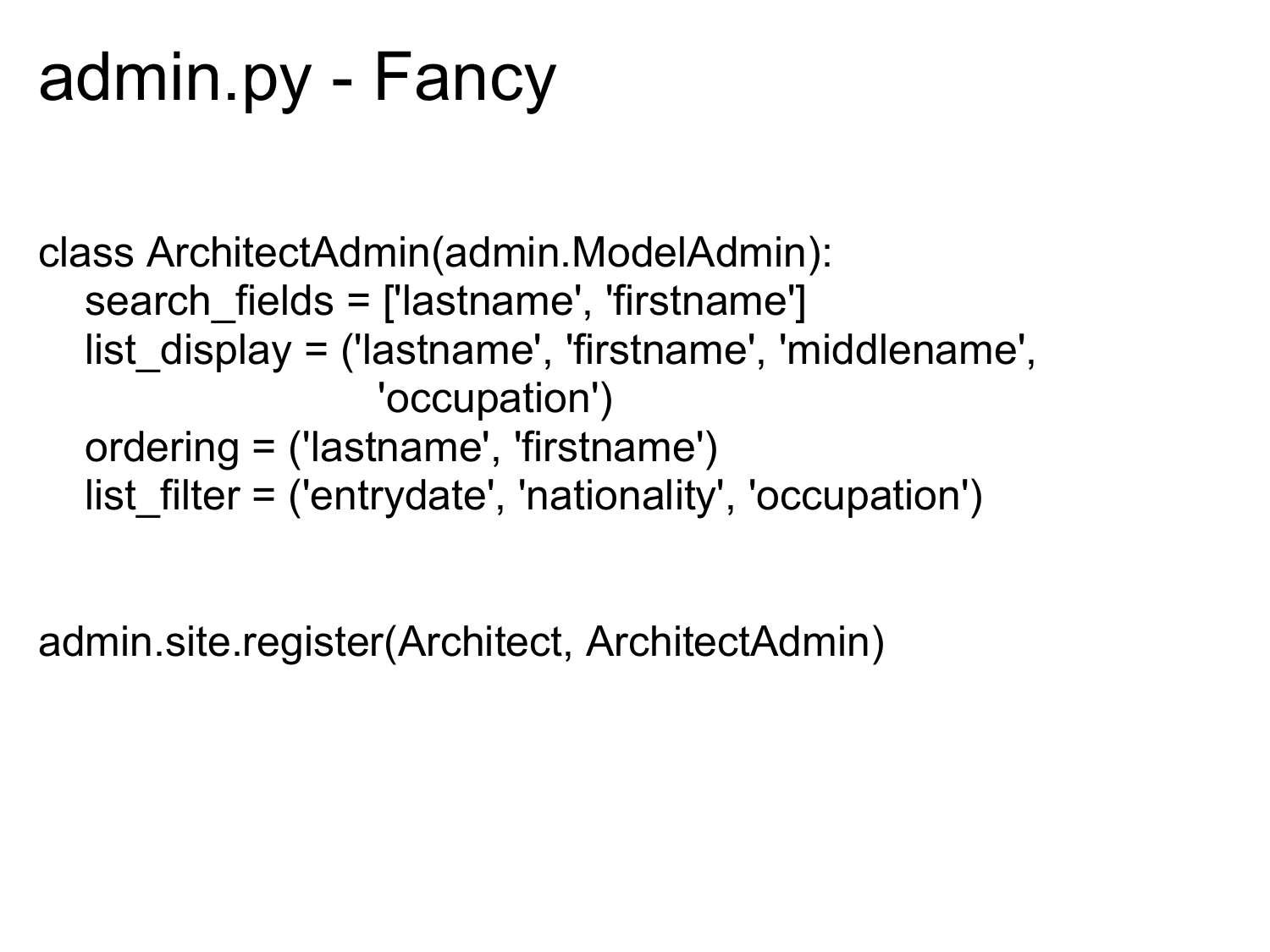# admin.py - Fancy

```
class ArchitectAdmin(admin.ModelAdmin):
    search_fields = ['lastname', 'firstname']
    list_display = ('lastname', 'firstname', 'middlename',
                    'occupation')
    ordering = ('lastname', 'firstname')
    list_filter = ('entrydate', 'nationality', 'occupation')


admin.site.register(Architect, ArchitectAdmin)
```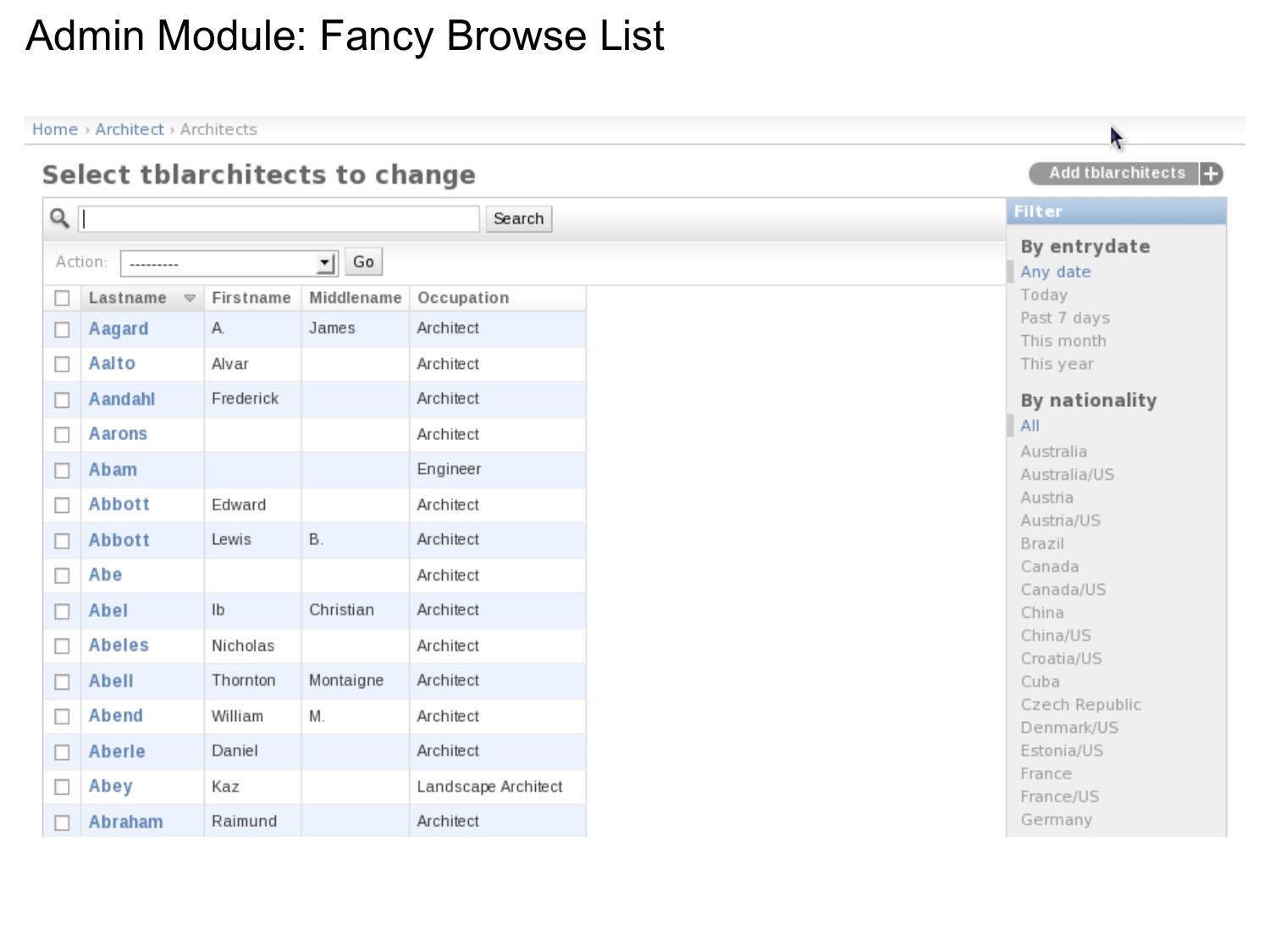# Admin Module: Fancy Browse List

Home › Architect › Architects

## Select tblarchitects to change

Add tblarchitects +

Search

Action: --------- Go

| | Lastname | Firstname | Middlename | Occupation |
|---|---|---|---|---|
| ☐ | Aagard | A. | James | Architect |
| ☐ | Aalto | Alvar | | Architect |
| ☐ | Aandahl | Frederick | | Architect |
| ☐ | Aarons | | | Architect |
| ☐ | Abam | | | Engineer |
| ☐ | Abbott | Edward | | Architect |
| ☐ | Abbott | Lewis | B. | Architect |
| ☐ | Abe | | | Architect |
| ☐ | Abel | Ib | Christian | Architect |
| ☐ | Abeles | Nicholas | | Architect |
| ☐ | Abell | Thornton | Montaigne | Architect |
| ☐ | Abend | William | M. | Architect |
| ☐ | Aberle | Daniel | | Architect |
| ☐ | Abey | Kaz | | Landscape Architect |
| ☐ | Abraham | Raimund | | Architect |

**Filter**

**By entrydate**
- Any date
- Today
- Past 7 days
- This month
- This year

**By nationality**
- All
- Australia
- Australia/US
- Austria
- Austria/US
- Brazil
- Canada
- Canada/US
- China
- China/US
- Croatia/US
- Cuba
- Czech Republic
- Denmark/US
- Estonia/US
- France
- France/US
- Germany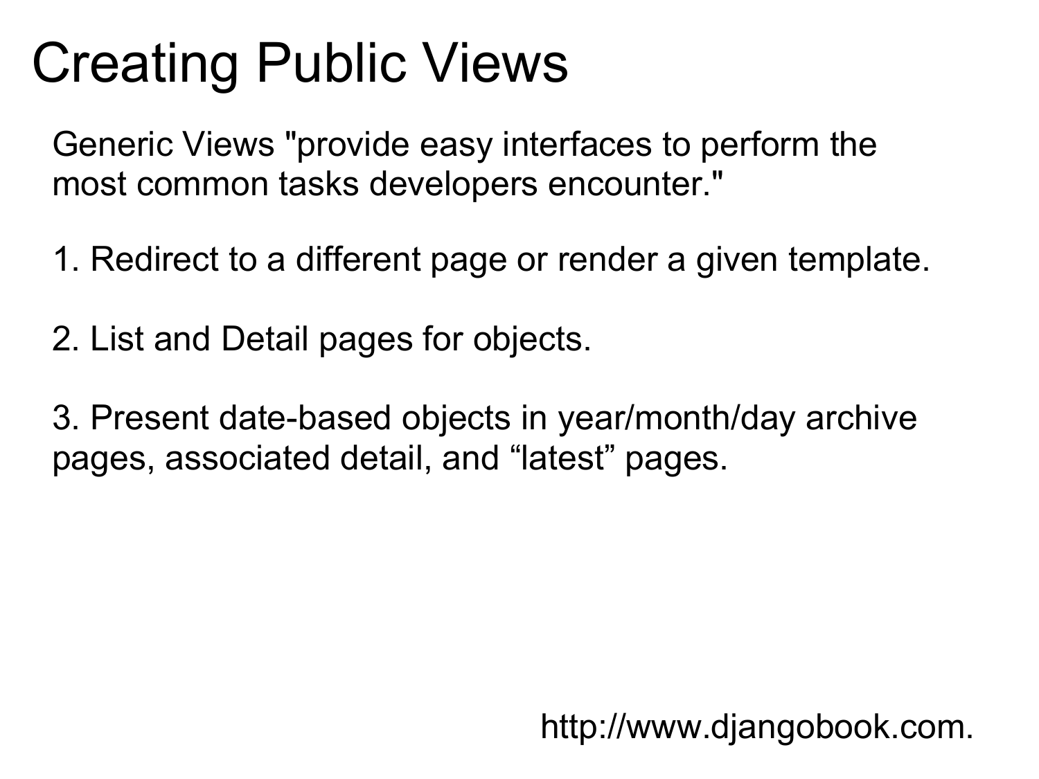# Creating Public Views

Generic Views "provide easy interfaces to perform the most common tasks developers encounter."

1. Redirect to a different page or render a given template.

2. List and Detail pages for objects.

3. Present date-based objects in year/month/day archive pages, associated detail, and “latest” pages.

http://www.djangobook.com.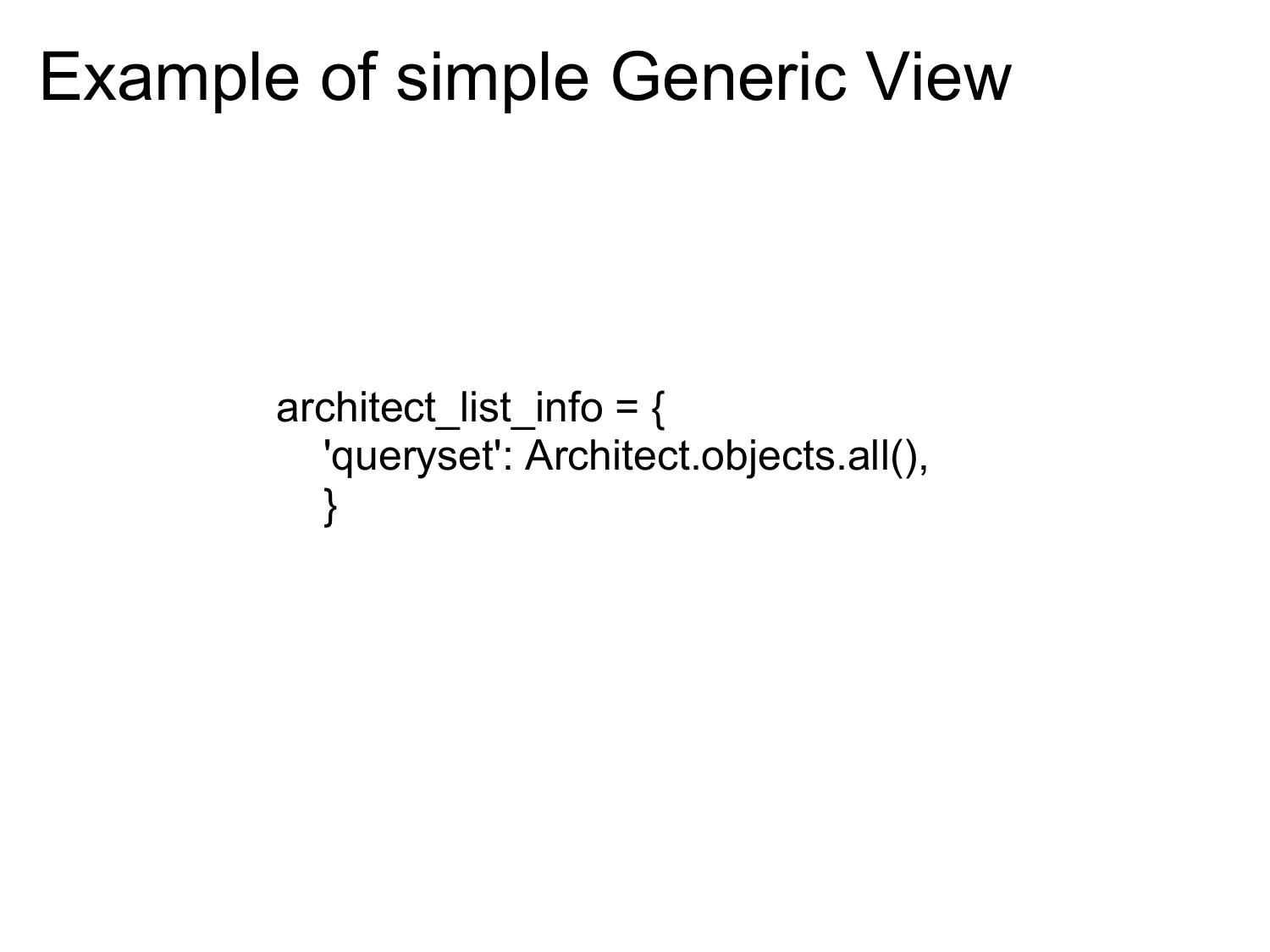# Example of simple Generic View

```
architect_list_info = {
    'queryset': Architect.objects.all(),
    }
```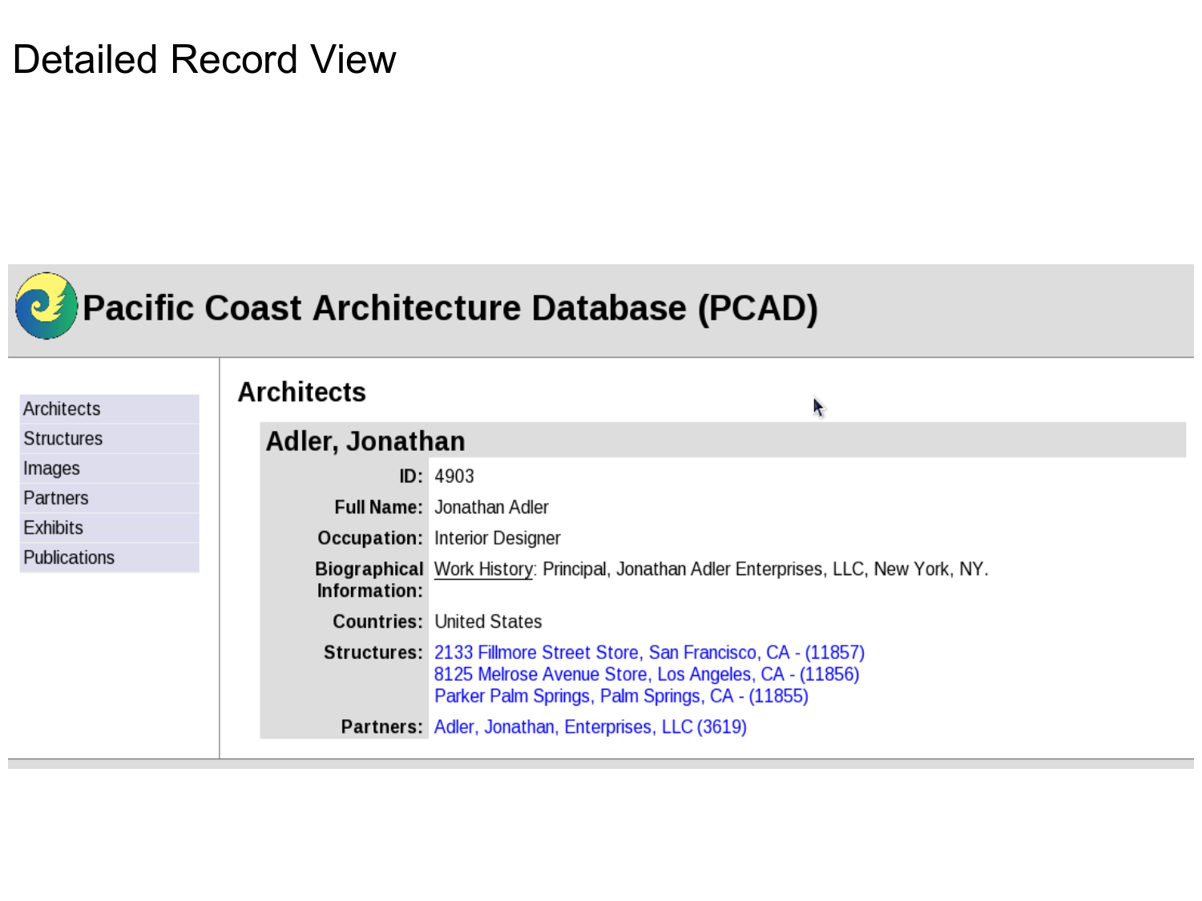# Detailed Record View

## Pacific Coast Architecture Database (PCAD)

- Architects
- Structures
- Images
- Partners
- Exhibits
- Publications

### Architects

#### Adler, Jonathan

| | |
|---|---|
| **ID:** | 4903 |
| **Full Name:** | Jonathan Adler |
| **Occupation:** | Interior Designer |
| **Biographical Information:** | Work History: Principal, Jonathan Adler Enterprises, LLC, New York, NY. |
| **Countries:** | United States |
| **Structures:** | 2133 Fillmore Street Store, San Francisco, CA - (11857)<br>8125 Melrose Avenue Store, Los Angeles, CA - (11856)<br>Parker Palm Springs, Palm Springs, CA - (11855) |
| **Partners:** | Adler, Jonathan, Enterprises, LLC (3619) |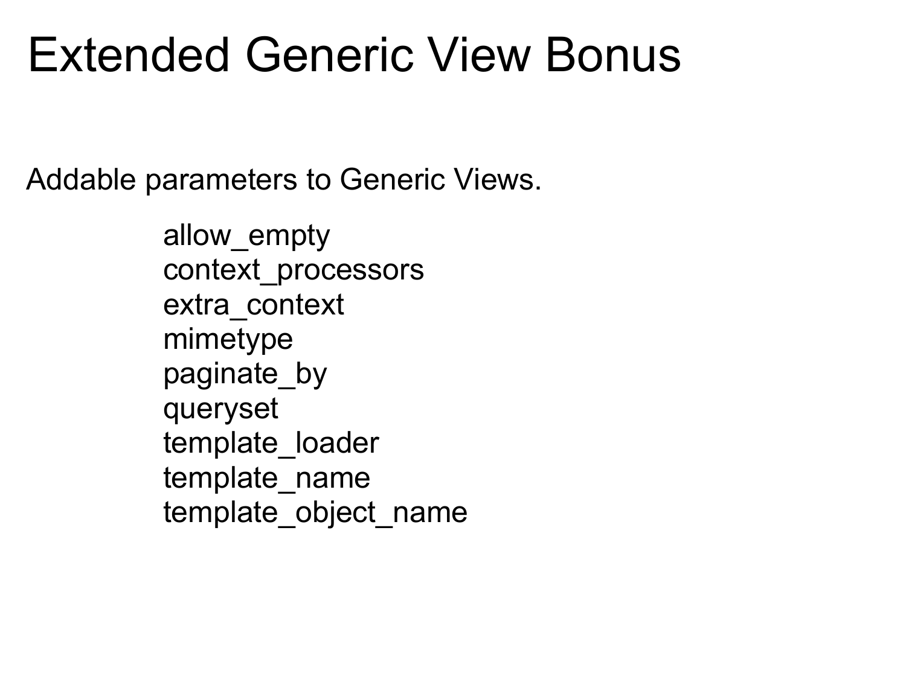# Extended Generic View Bonus

Addable parameters to Generic Views.

- allow_empty
- context_processors
- extra_context
- mimetype
- paginate_by
- queryset
- template_loader
- template_name
- template_object_name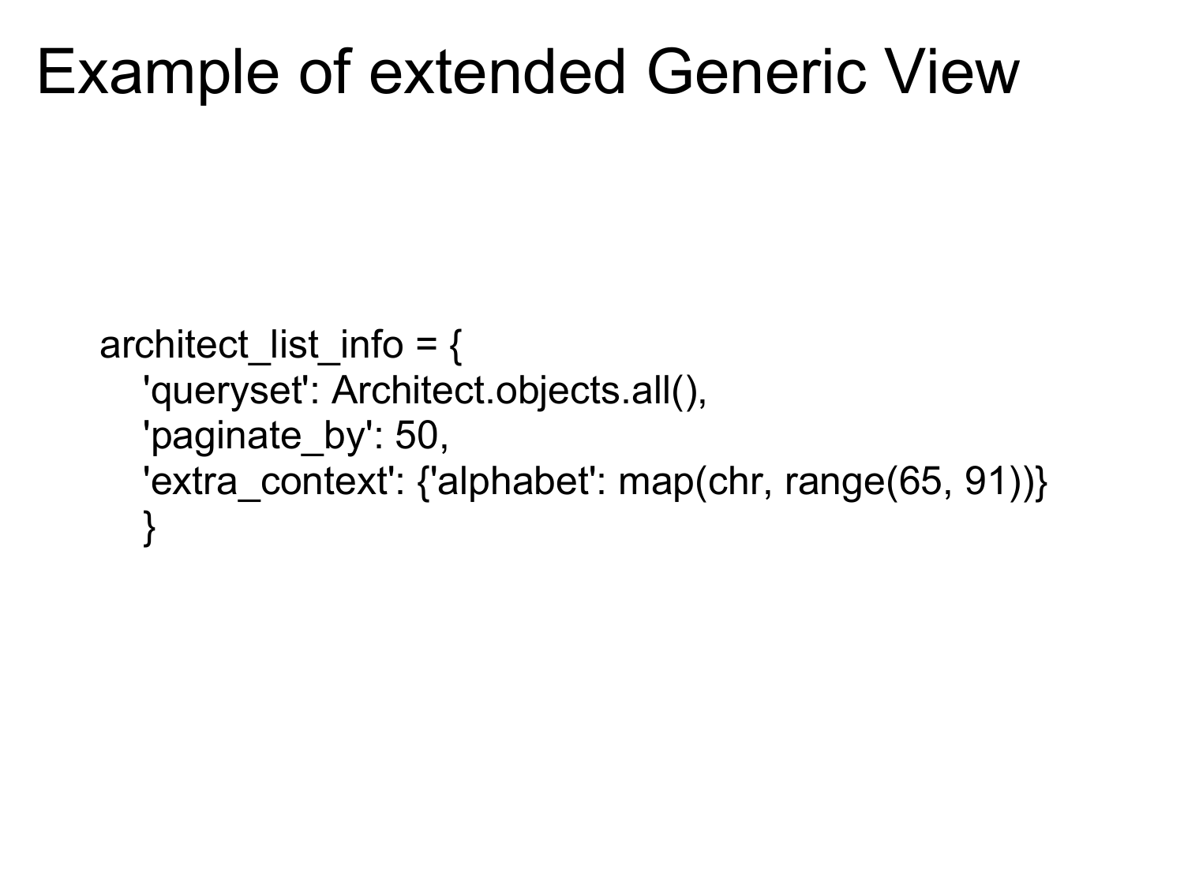# Example of extended Generic View

```
architect_list_info = {
    'queryset': Architect.objects.all(),
    'paginate_by': 50,
    'extra_context': {'alphabet': map(chr, range(65, 91))}
    }
```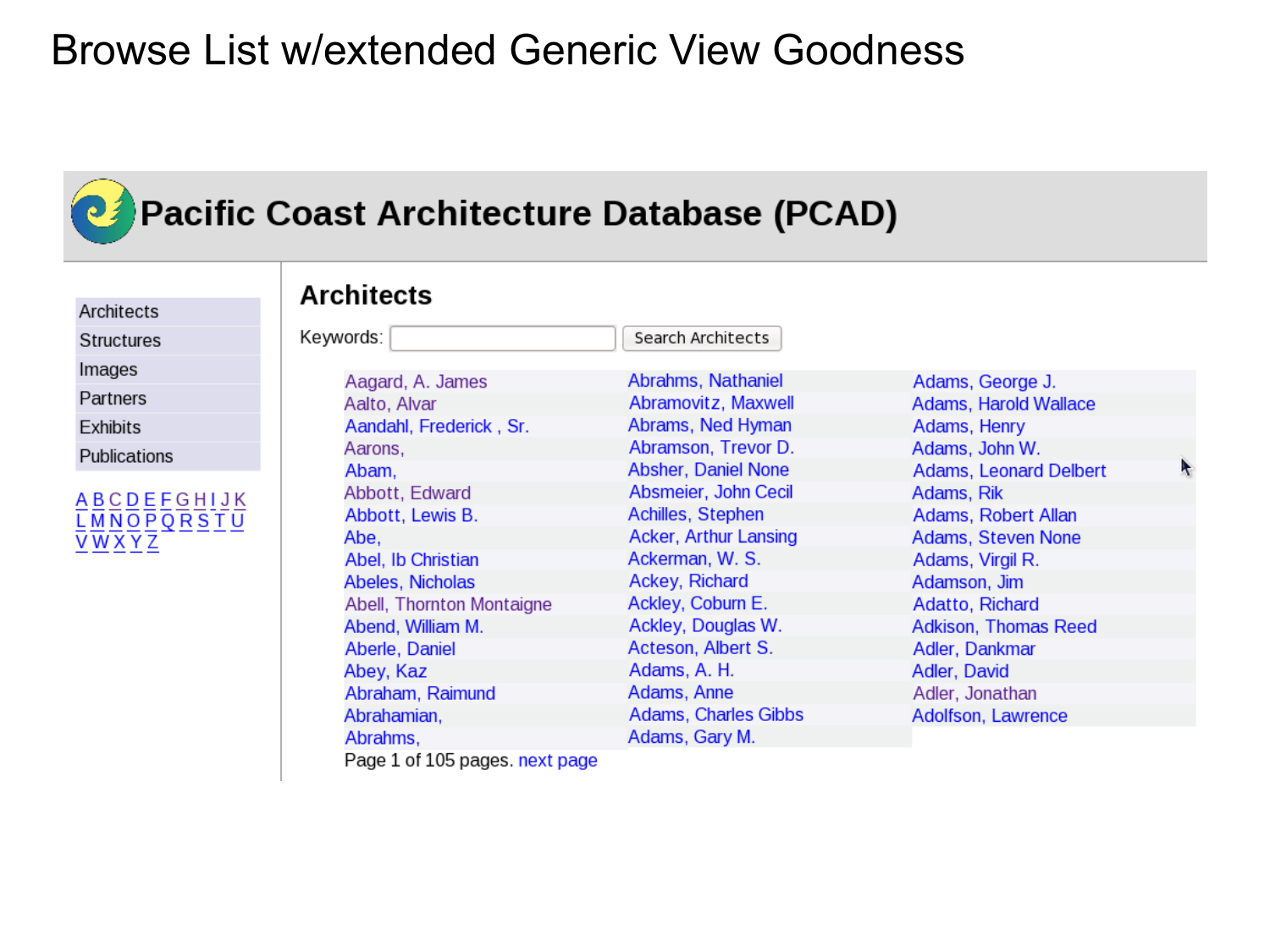# Browse List w/extended Generic View Goodness

## Pacific Coast Architecture Database (PCAD)

- Architects
- Structures
- Images
- Partners
- Exhibits
- Publications

A B C D E F G H I J K
L M N O P Q R S T U
V W X Y Z

### Architects

Keywords: [ ] Search Architects

| | | |
|---|---|---|
| Aagard, A. James | Abrahms, Nathaniel | Adams, George J. |
| Aalto, Alvar | Abramovitz, Maxwell | Adams, Harold Wallace |
| Aandahl, Frederick , Sr. | Abrams, Ned Hyman | Adams, Henry |
| Aarons, | Abramson, Trevor D. | Adams, John W. |
| Abam, | Absher, Daniel None | Adams, Leonard Delbert |
| Abbott, Edward | Absmeier, John Cecil | Adams, Rik |
| Abbott, Lewis B. | Achilles, Stephen | Adams, Robert Allan |
| Abe, | Acker, Arthur Lansing | Adams, Steven None |
| Abel, Ib Christian | Ackerman, W. S. | Adams, Virgil R. |
| Abeles, Nicholas | Ackey, Richard | Adamson, Jim |
| Abell, Thornton Montaigne | Ackley, Coburn E. | Adatto, Richard |
| Abend, William M. | Ackley, Douglas W. | Adkison, Thomas Reed |
| Aberle, Daniel | Acteson, Albert S. | Adler, Dankmar |
| Abey, Kaz | Adams, A. H. | Adler, David |
| Abraham, Raimund | Adams, Anne | Adler, Jonathan |
| Abrahamian, | Adams, Charles Gibbs | Adolfson, Lawrence |
| Abrahms, | Adams, Gary M. | |

Page 1 of 105 pages. next page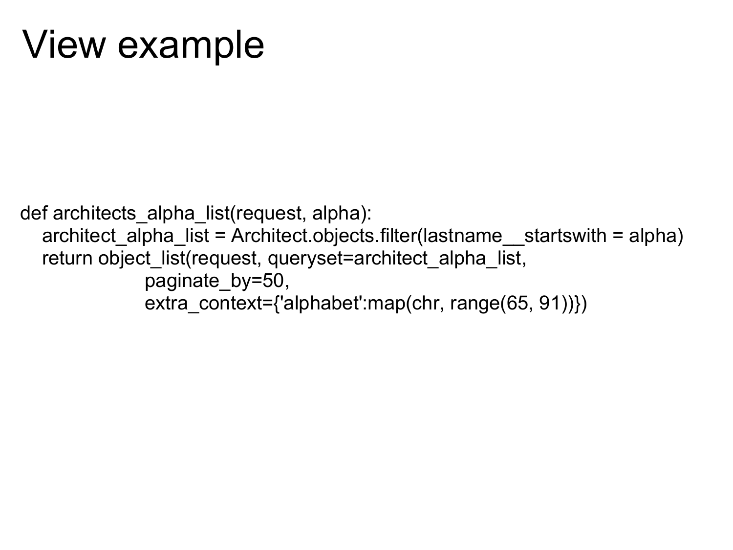# View example

```
def architects_alpha_list(request, alpha):
    architect_alpha_list = Architect.objects.filter(lastname__startswith = alpha)
    return object_list(request, queryset=architect_alpha_list,
                    paginate_by=50,
                    extra_context={'alphabet':map(chr, range(65, 91))})
```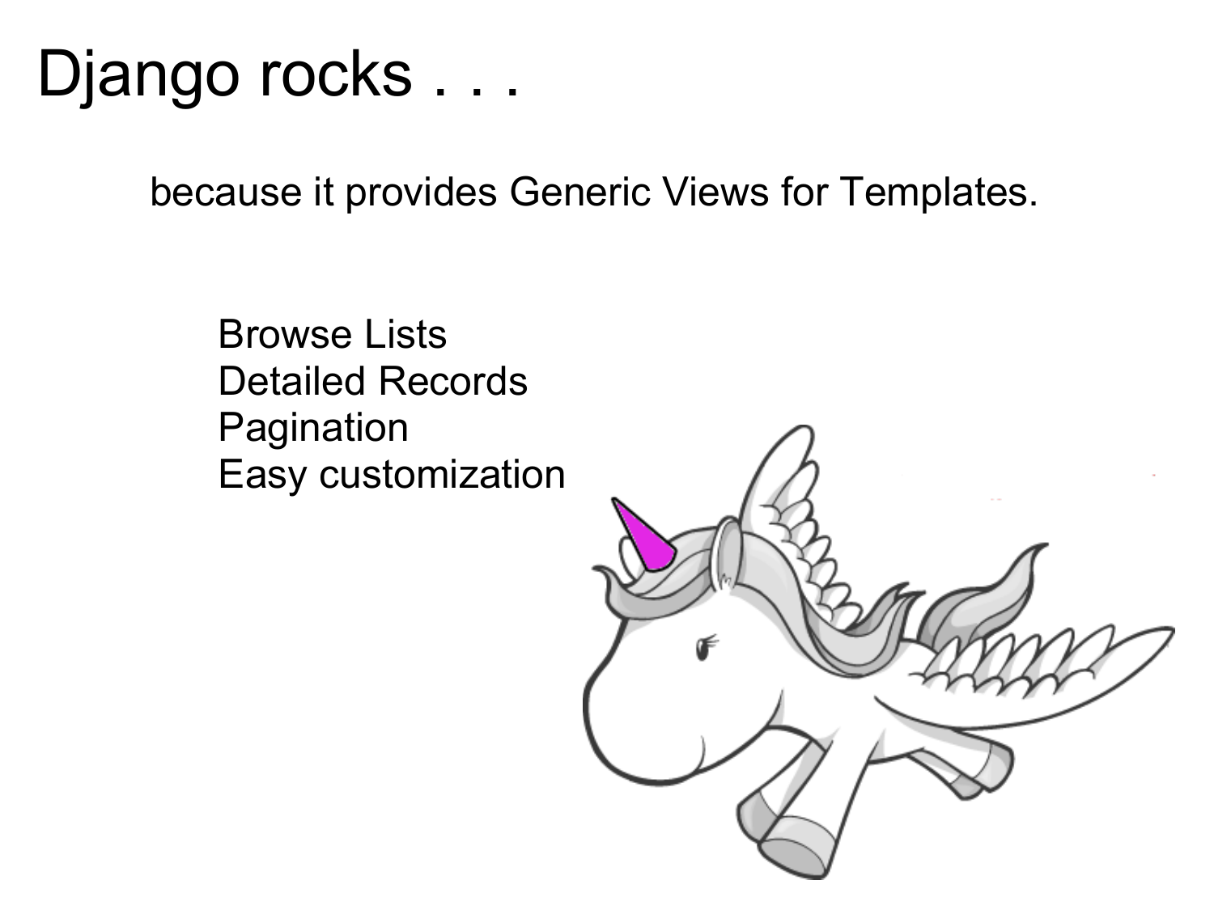# Django rocks . . .

because it provides Generic Views for Templates.

Browse Lists
Detailed Records
Pagination
Easy customization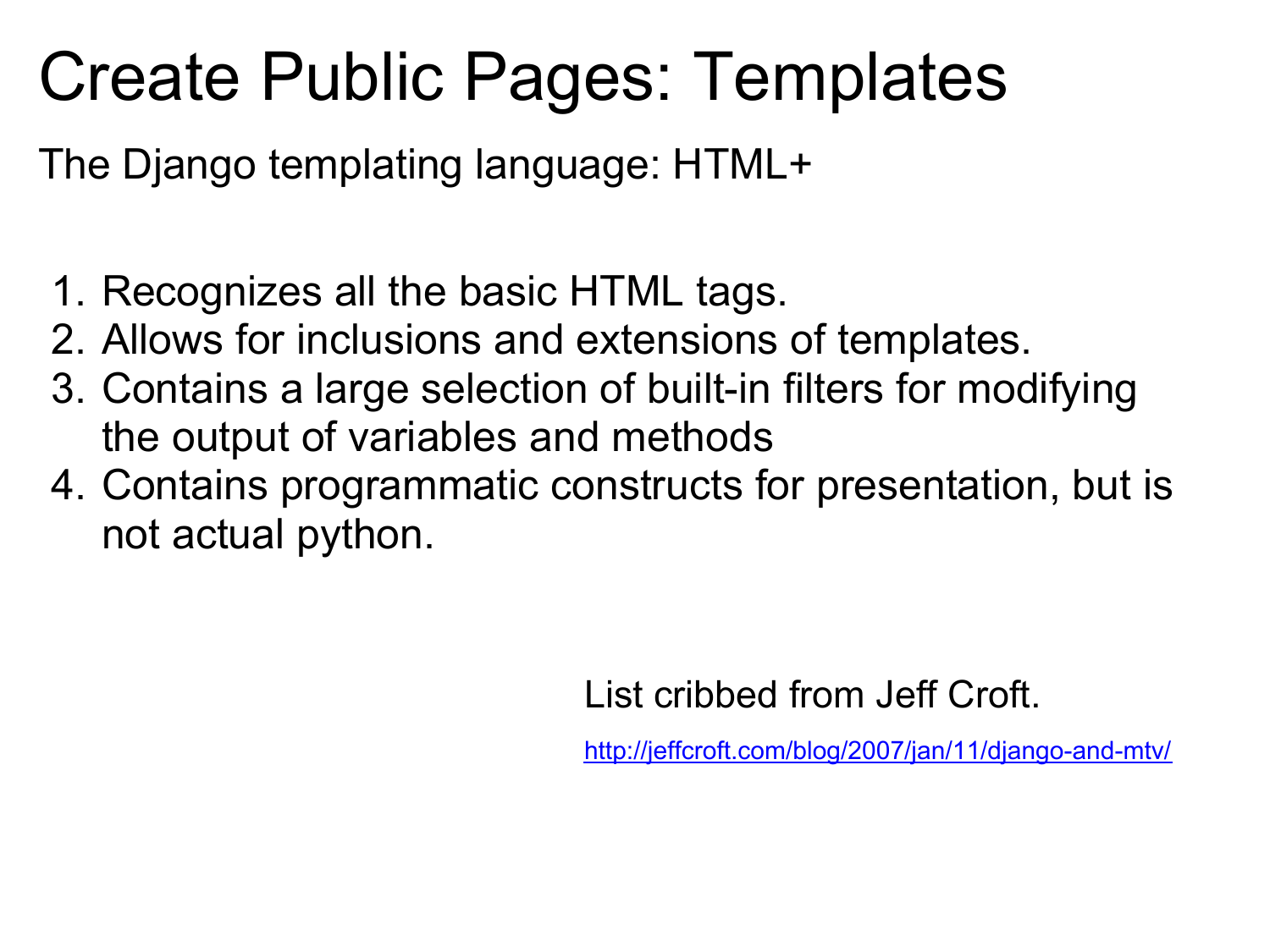# Create Public Pages: Templates

The Django templating language: HTML+

1. Recognizes all the basic HTML tags.
2. Allows for inclusions and extensions of templates.
3. Contains a large selection of built-in filters for modifying the output of variables and methods
4. Contains programmatic constructs for presentation, but is not actual python.

List cribbed from Jeff Croft.

http://jeffcroft.com/blog/2007/jan/11/django-and-mtv/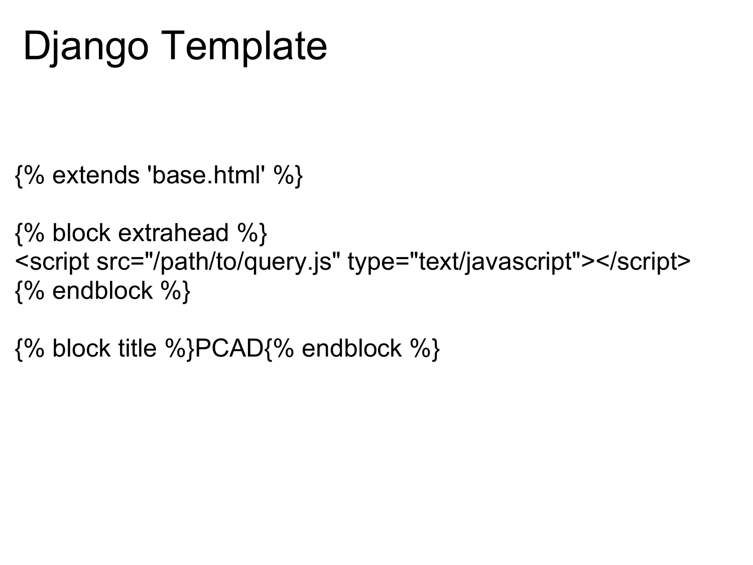# Django Template

```
{% extends 'base.html' %}

{% block extrahead %}
<script src="/path/to/query.js" type="text/javascript"></script>
{% endblock %}

{% block title %}PCAD{% endblock %}
```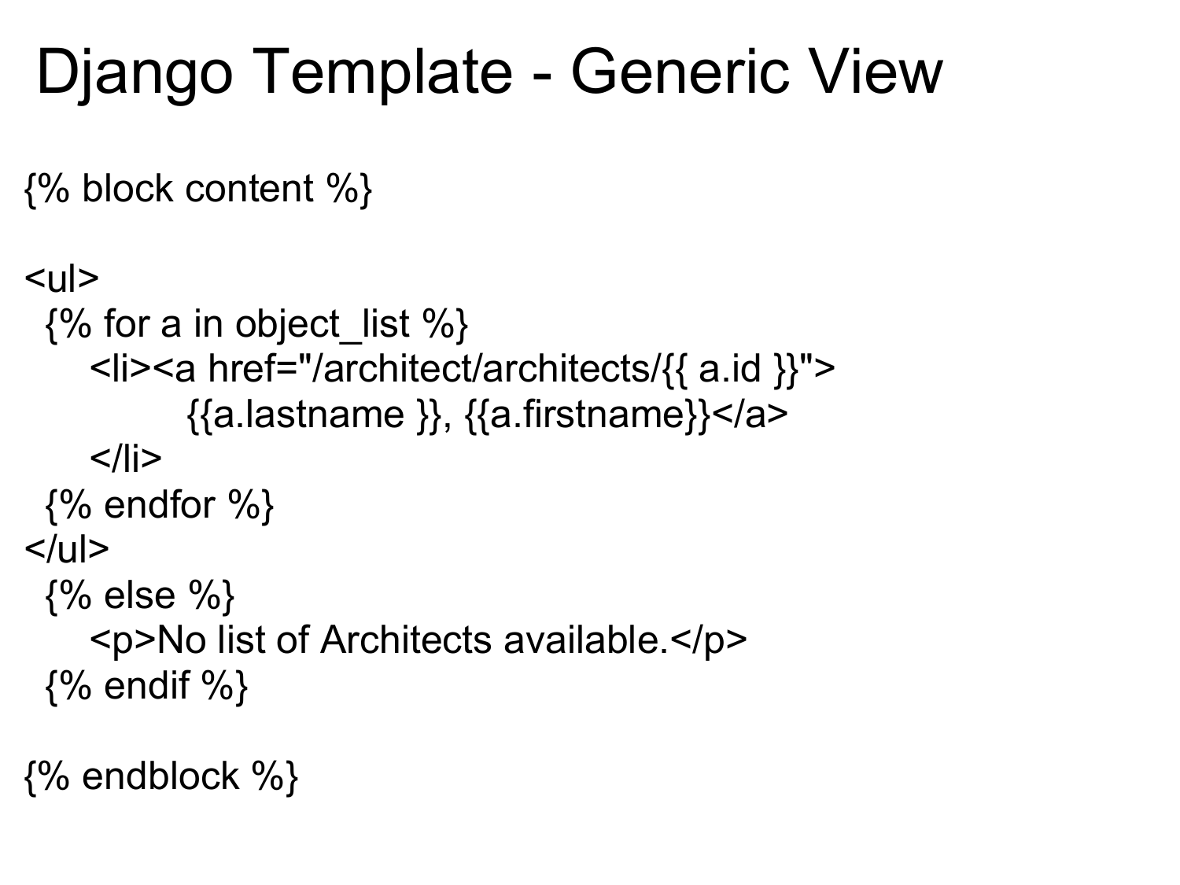# Django Template - Generic View

```
{% block content %}

<ul>
  {% for a in object_list %}
     <li><a href="/architect/architects/{{ a.id }}">
            {{a.lastname }}, {{a.firstname}}</a>
     </li>
  {% endfor %}
</ul>
  {% else %}
     <p>No list of Architects available.</p>
  {% endif %}

{% endblock %}
```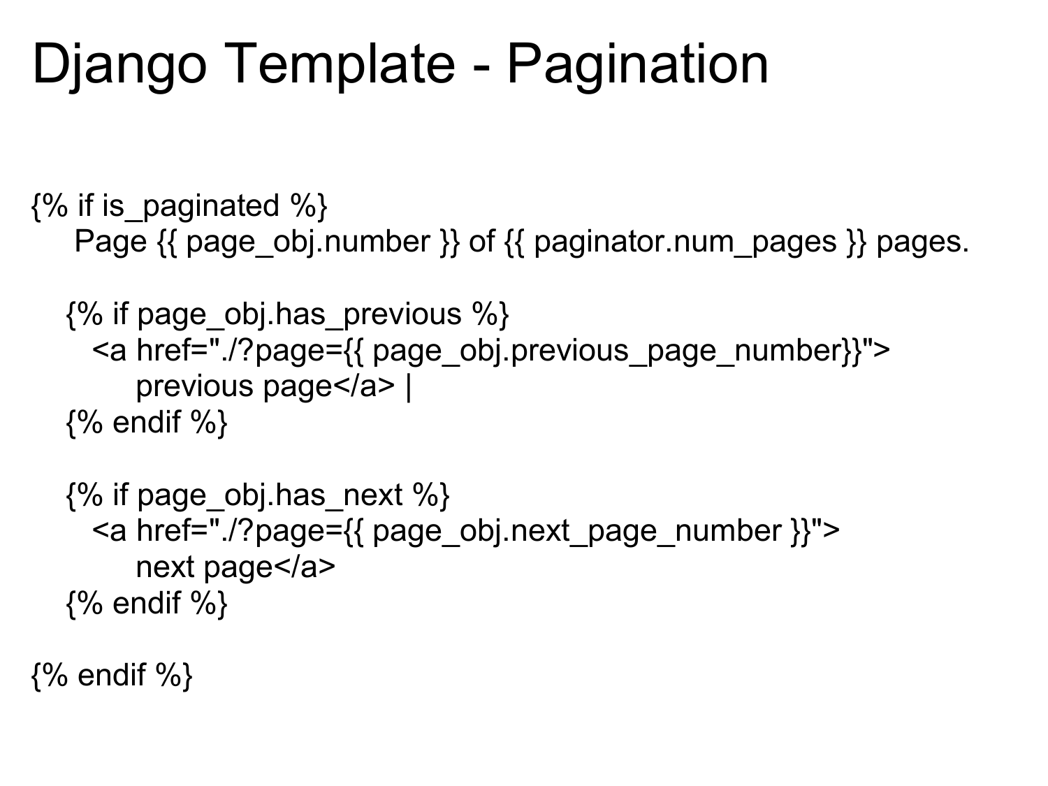# Django Template - Pagination

```
{% if is_paginated %}
     Page {{ page_obj.number }} of {{ paginator.num_pages }} pages.

    {% if page_obj.has_previous %}
       <a href="./?page={{ page_obj.previous_page_number}}">
           previous page</a> |
    {% endif %}

    {% if page_obj.has_next %}
       <a href="./?page={{ page_obj.next_page_number }}">
           next page</a>
    {% endif %}

{% endif %}
```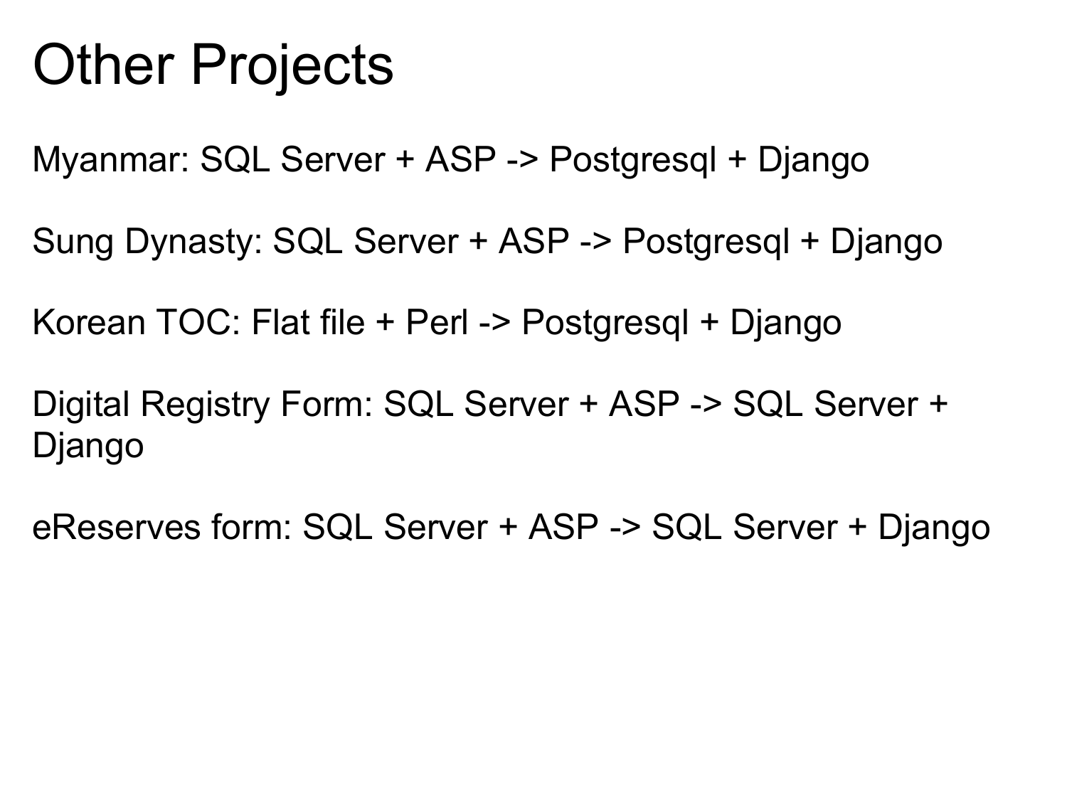# Other Projects

Myanmar: SQL Server + ASP -> Postgresql + Django

Sung Dynasty: SQL Server + ASP -> Postgresql + Django

Korean TOC: Flat file + Perl -> Postgresql + Django

Digital Registry Form: SQL Server + ASP -> SQL Server + Django

eReserves form: SQL Server + ASP -> SQL Server + Django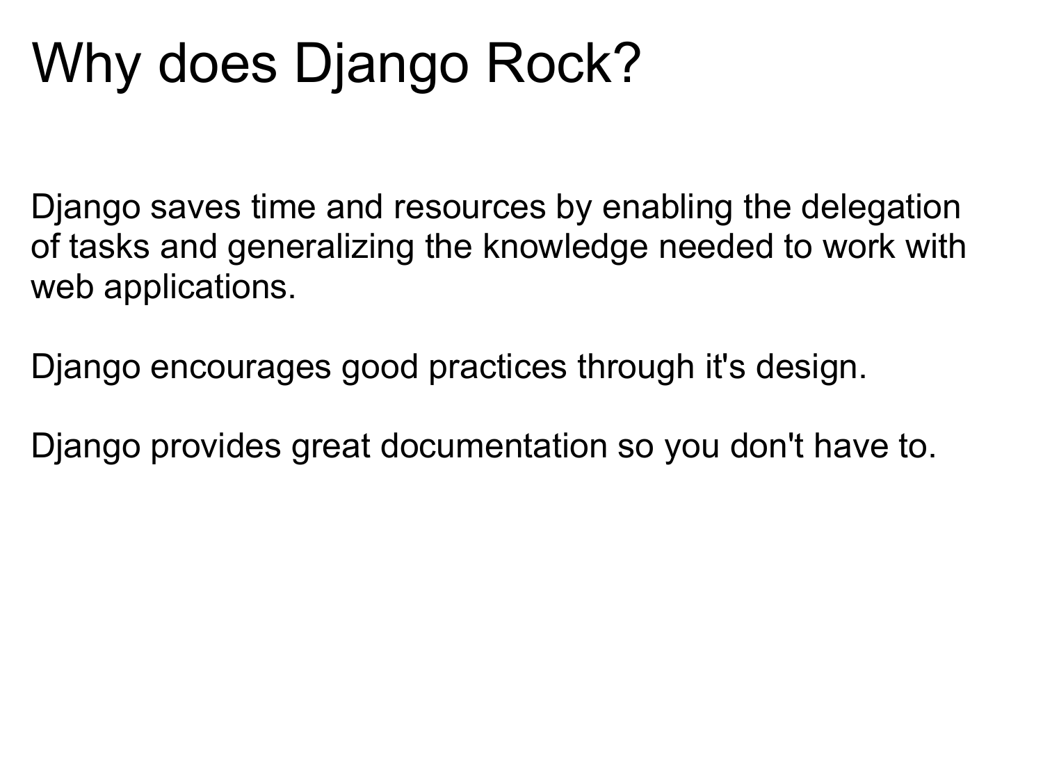# Why does Django Rock?

Django saves time and resources by enabling the delegation of tasks and generalizing the knowledge needed to work with web applications.

Django encourages good practices through it's design.

Django provides great documentation so you don't have to.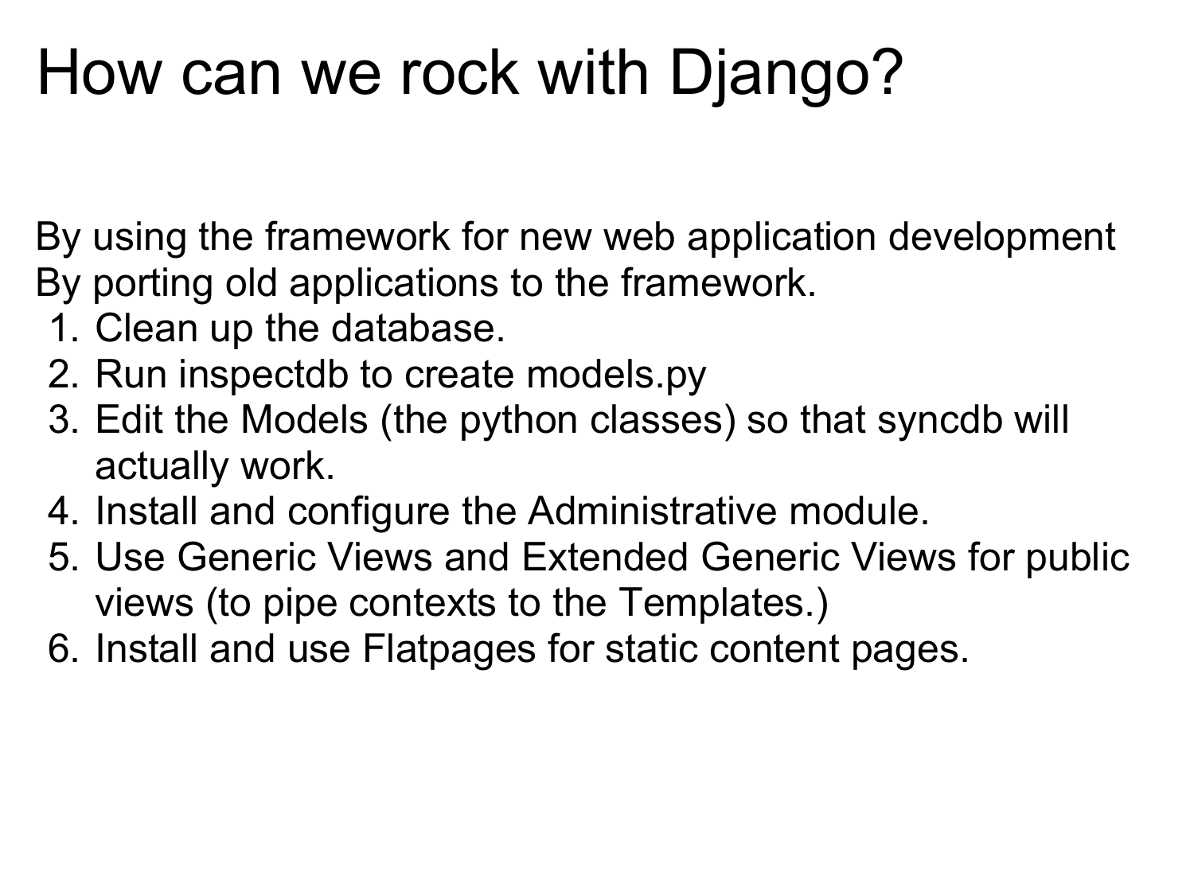# How can we rock with Django?

By using the framework for new web application development
By porting old applications to the framework.

1. Clean up the database.
2. Run inspectdb to create models.py
3. Edit the Models (the python classes) so that syncdb will actually work.
4. Install and configure the Administrative module.
5. Use Generic Views and Extended Generic Views for public views (to pipe contexts to the Templates.)
6. Install and use Flatpages for static content pages.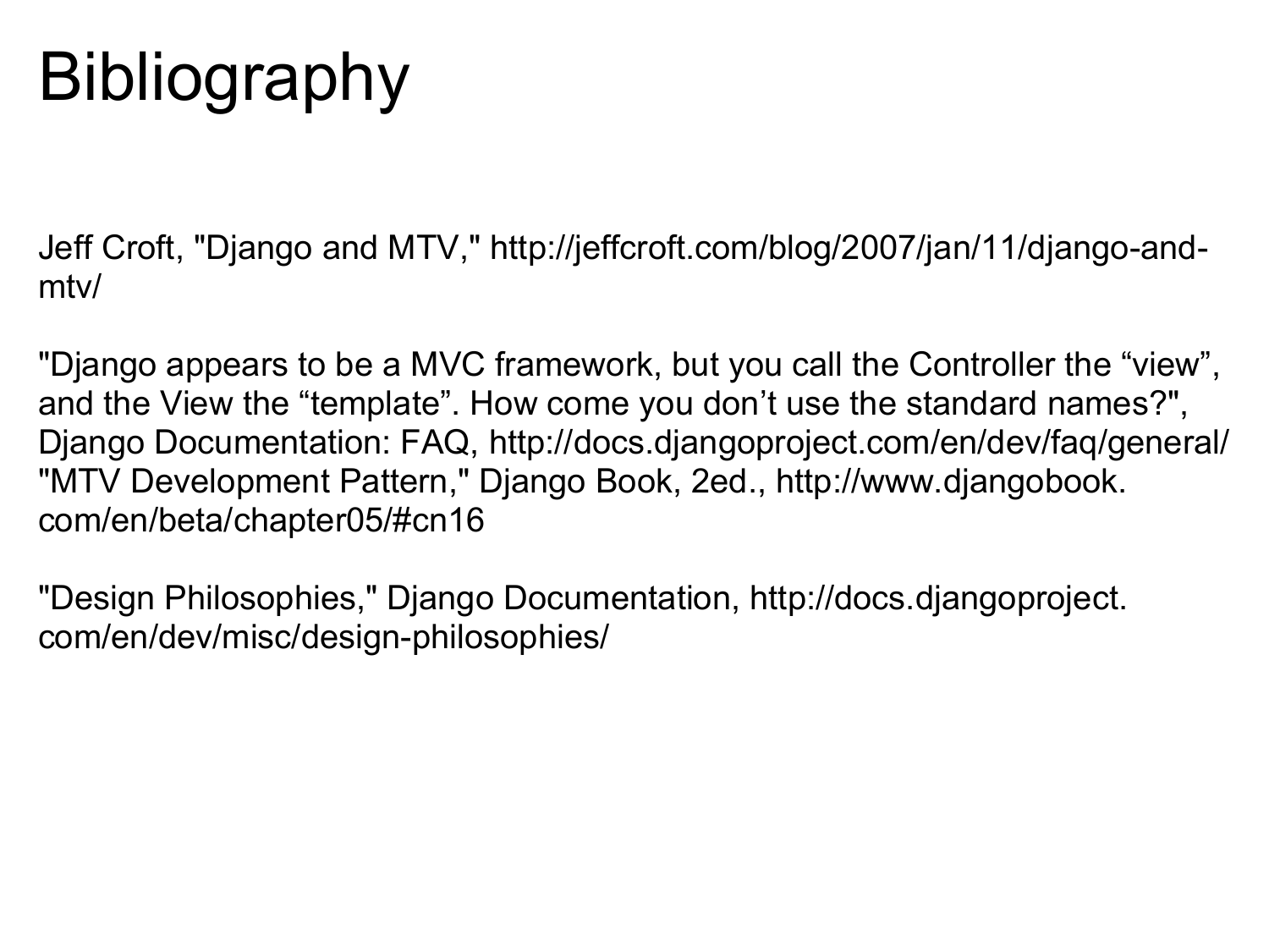# Bibliography

Jeff Croft, "Django and MTV," http://jeffcroft.com/blog/2007/jan/11/django-and-mtv/

"Django appears to be a MVC framework, but you call the Controller the “view”, and the View the “template”. How come you don’t use the standard names?", Django Documentation: FAQ, http://docs.djangoproject.com/en/dev/faq/general/
"MTV Development Pattern," Django Book, 2ed., http://www.djangobook.com/en/beta/chapter05/#cn16

"Design Philosophies," Django Documentation, http://docs.djangoproject.com/en/dev/misc/design-philosophies/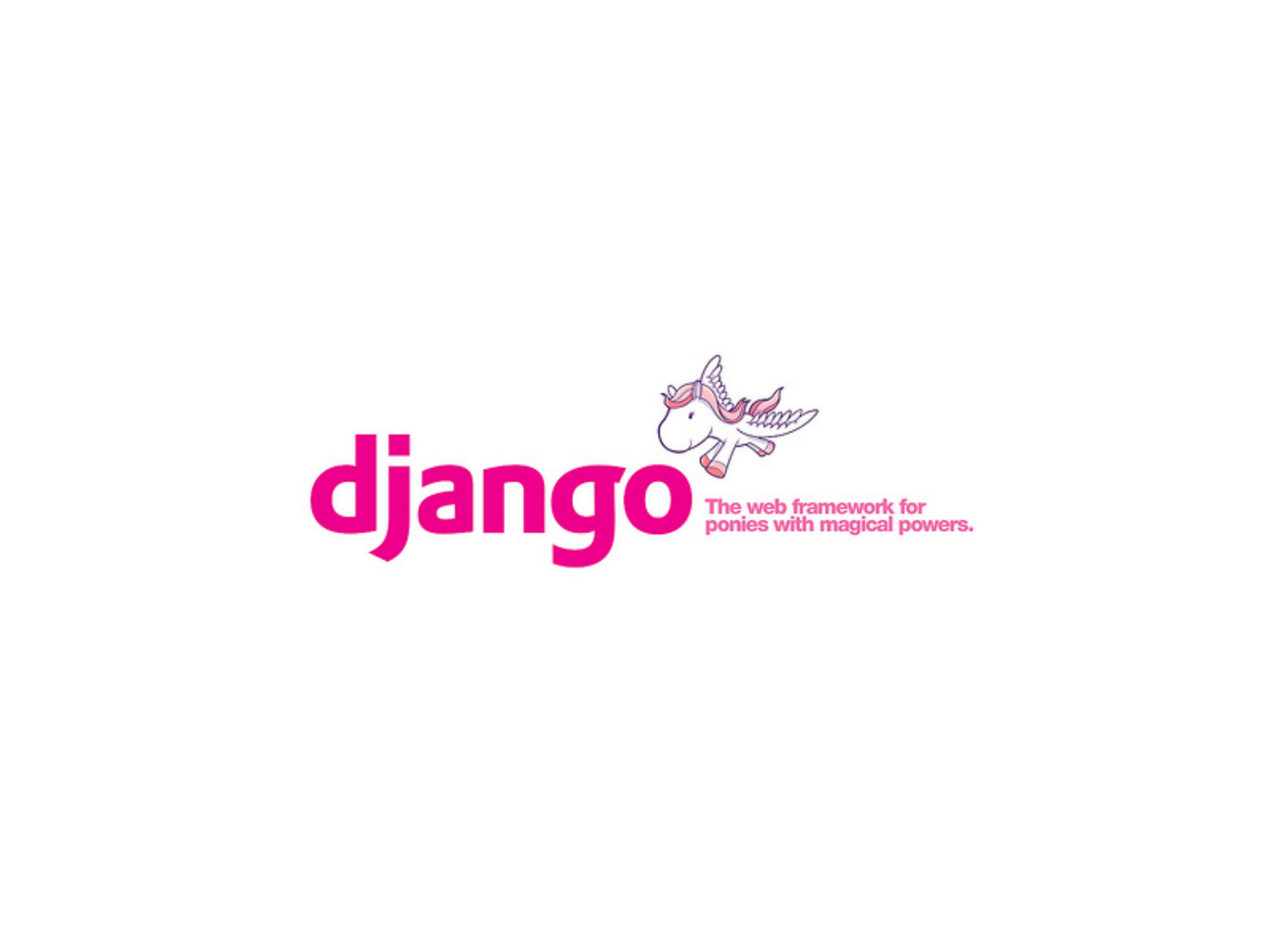django

The web framework for ponies with magical powers.